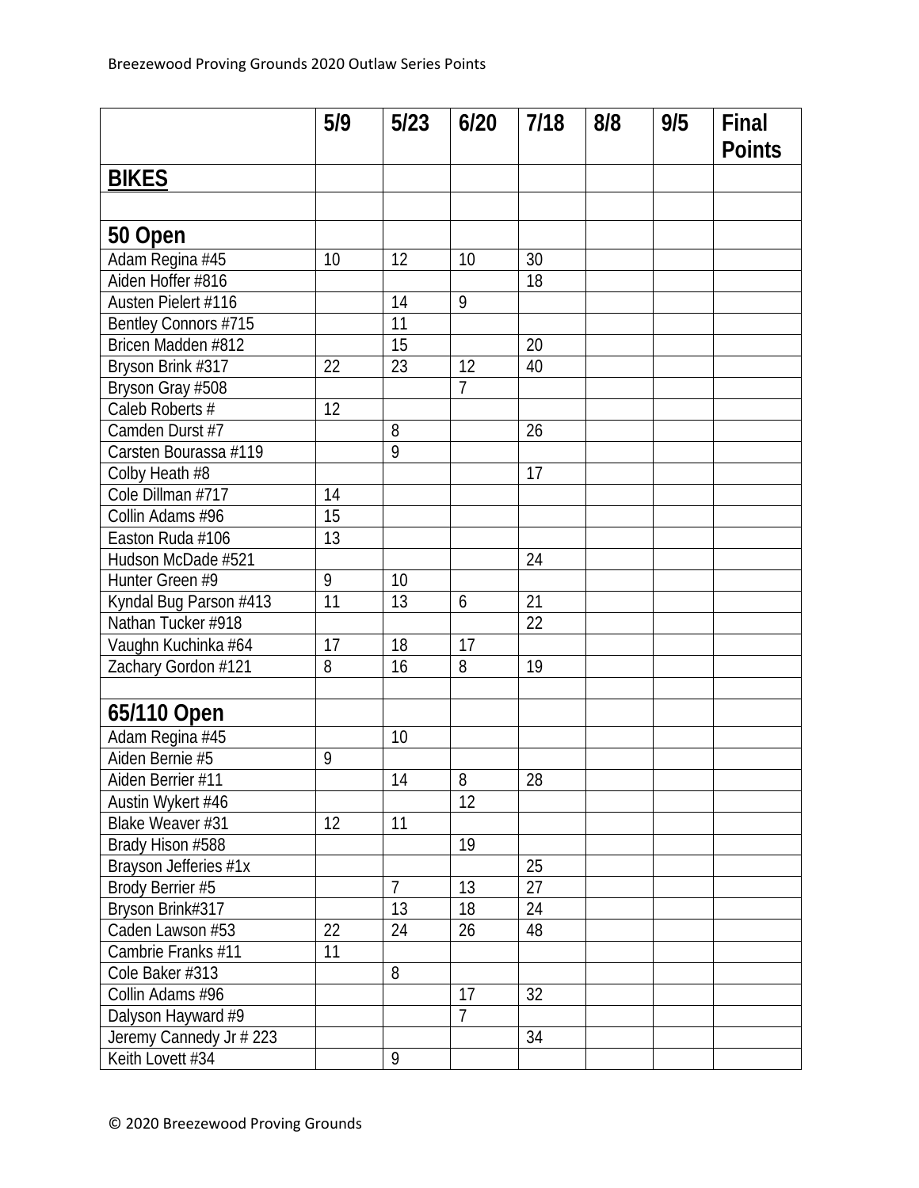| | 5/9 | 5/23 | 6/20 | 7/18 | 8/8 | 9/5 | Final Points |
|---|---|---|---|---|---|---|---|
| **BIKES** | | | | | | | |
| | | | | | | | |
| **50 Open** | | | | | | | |
| Adam Regina #45 | 10 | 12 | 10 | 30 | | | |
| Aiden Hoffer #816 | | | | 18 | | | |
| Austen Pielert #116 | | 14 | 9 | | | | |
| Bentley Connors #715 | | 11 | | | | | |
| Bricen Madden #812 | | 15 | | 20 | | | |
| Bryson Brink #317 | 22 | 23 | 12 | 40 | | | |
| Bryson Gray #508 | | | 7 | | | | |
| Caleb Roberts # | 12 | | | | | | |
| Camden Durst #7 | | 8 | | 26 | | | |
| Carsten Bourassa #119 | | 9 | | | | | |
| Colby Heath #8 | | | | 17 | | | |
| Cole Dillman #717 | 14 | | | | | | |
| Collin Adams #96 | 15 | | | | | | |
| Easton Ruda #106 | 13 | | | | | | |
| Hudson McDade #521 | | | | 24 | | | |
| Hunter Green #9 | 9 | 10 | | | | | |
| Kyndal Bug Parson #413 | 11 | 13 | 6 | 21 | | | |
| Nathan Tucker #918 | | | | 22 | | | |
| Vaughn Kuchinka #64 | 17 | 18 | 17 | | | | |
| Zachary Gordon #121 | 8 | 16 | 8 | 19 | | | |
| | | | | | | | |
| **65/110 Open** | | | | | | | |
| Adam Regina #45 | | 10 | | | | | |
| Aiden Bernie #5 | 9 | | | | | | |
| Aiden Berrier #11 | | 14 | 8 | 28 | | | |
| Austin Wykert #46 | | | 12 | | | | |
| Blake Weaver #31 | 12 | 11 | | | | | |
| Brady Hison #588 | | | 19 | | | | |
| Brayson Jefferies #1x | | | | 25 | | | |
| Brody Berrier #5 | | 7 | 13 | 27 | | | |
| Bryson Brink#317 | | 13 | 18 | 24 | | | |
| Caden Lawson #53 | 22 | 24 | 26 | 48 | | | |
| Cambrie Franks #11 | 11 | | | | | | |
| Cole Baker #313 | | 8 | | | | | |
| Collin Adams #96 | | | 17 | 32 | | | |
| Dalyson Hayward #9 | | | 7 | | | | |
| Jeremy Cannedy Jr # 223 | | | | 34 | | | |
| Keith Lovett #34 | | 9 | | | | | |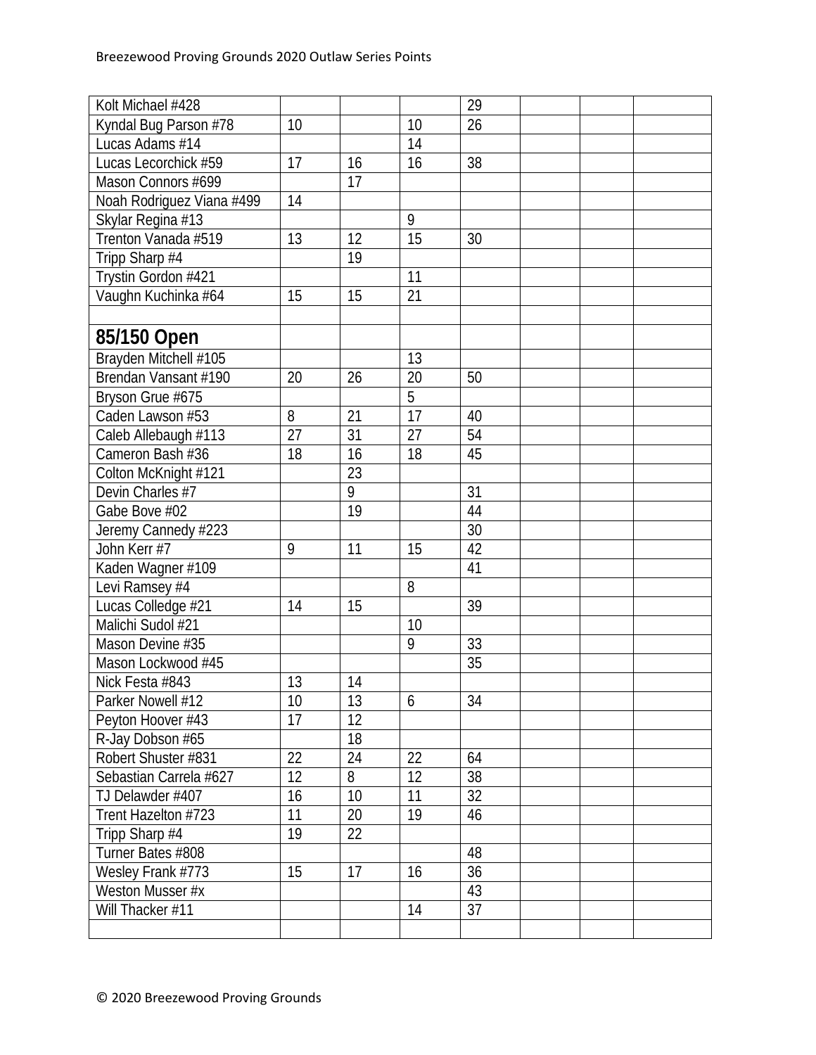| | | | | | | | |
|---|---|---|---|---|---|---|---|
| Kolt Michael #428 | | | | 29 | | | |
| Kyndal Bug Parson #78 | 10 | | 10 | 26 | | | |
| Lucas Adams #14 | | | 14 | | | | |
| Lucas Lecorchick #59 | 17 | 16 | 16 | 38 | | | |
| Mason Connors #699 | | 17 | | | | | |
| Noah Rodriguez Viana #499 | 14 | | | | | | |
| Skylar Regina #13 | | | 9 | | | | |
| Trenton Vanada #519 | 13 | 12 | 15 | 30 | | | |
| Tripp Sharp #4 | | 19 | | | | | |
| Trystin Gordon #421 | | | 11 | | | | |
| Vaughn Kuchinka #64 | 15 | 15 | 21 | | | | |
| | | | | | | | |
| **85/150 Open** | | | | | | | |
| Brayden Mitchell #105 | | | 13 | | | | |
| Brendan Vansant #190 | 20 | 26 | 20 | 50 | | | |
| Bryson Grue #675 | | | 5 | | | | |
| Caden Lawson #53 | 8 | 21 | 17 | 40 | | | |
| Caleb Allebaugh #113 | 27 | 31 | 27 | 54 | | | |
| Cameron Bash #36 | 18 | 16 | 18 | 45 | | | |
| Colton McKnight #121 | | 23 | | | | | |
| Devin Charles #7 | | 9 | | 31 | | | |
| Gabe Bove #02 | | 19 | | 44 | | | |
| Jeremy Cannedy #223 | | | | 30 | | | |
| John Kerr #7 | 9 | 11 | 15 | 42 | | | |
| Kaden Wagner #109 | | | | 41 | | | |
| Levi Ramsey #4 | | | 8 | | | | |
| Lucas Colledge #21 | 14 | 15 | | 39 | | | |
| Malichi Sudol #21 | | | 10 | | | | |
| Mason Devine #35 | | | 9 | 33 | | | |
| Mason Lockwood #45 | | | | 35 | | | |
| Nick Festa #843 | 13 | 14 | | | | | |
| Parker Nowell #12 | 10 | 13 | 6 | 34 | | | |
| Peyton Hoover #43 | 17 | 12 | | | | | |
| R-Jay Dobson #65 | | 18 | | | | | |
| Robert Shuster #831 | 22 | 24 | 22 | 64 | | | |
| Sebastian Carrela #627 | 12 | 8 | 12 | 38 | | | |
| TJ Delawder #407 | 16 | 10 | 11 | 32 | | | |
| Trent Hazelton #723 | 11 | 20 | 19 | 46 | | | |
| Tripp Sharp #4 | 19 | 22 | | | | | |
| Turner Bates #808 | | | | 48 | | | |
| Wesley Frank #773 | 15 | 17 | 16 | 36 | | | |
| Weston Musser #x | | | | 43 | | | |
| Will Thacker #11 | | | 14 | 37 | | | |
| | | | | | | | |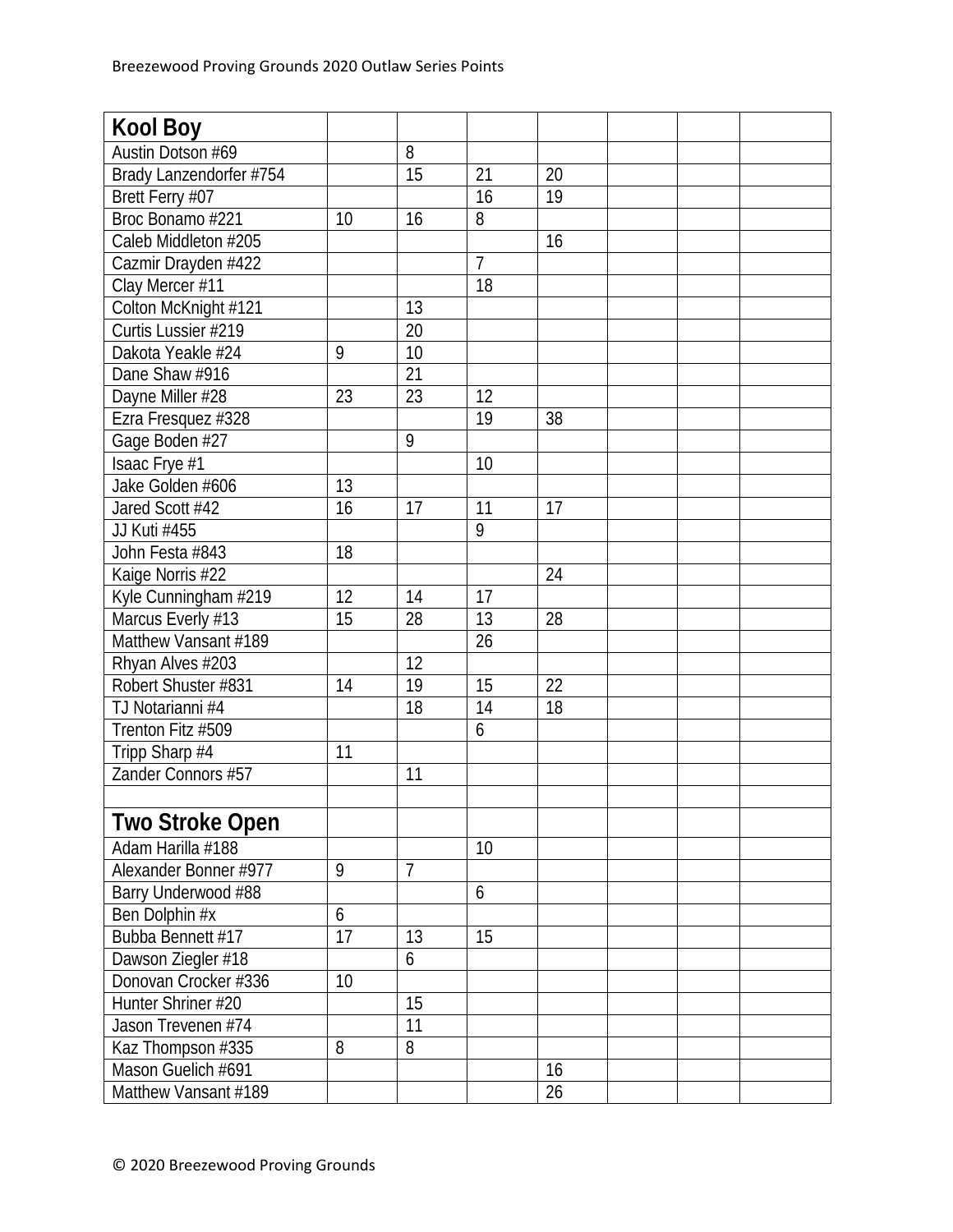| Kool Boy | | | | | | | |
|---|---|---|---|---|---|---|---|
| Austin Dotson #69 | | 8 | | | | | |
| Brady Lanzendorfer #754 | | 15 | 21 | 20 | | | |
| Brett Ferry #07 | | | 16 | 19 | | | |
| Broc Bonamo #221 | 10 | 16 | 8 | | | | |
| Caleb Middleton #205 | | | | 16 | | | |
| Cazmir Drayden #422 | | | 7 | | | | |
| Clay Mercer #11 | | | 18 | | | | |
| Colton McKnight #121 | | 13 | | | | | |
| Curtis Lussier #219 | | 20 | | | | | |
| Dakota Yeakle #24 | 9 | 10 | | | | | |
| Dane Shaw #916 | | 21 | | | | | |
| Dayne Miller #28 | 23 | 23 | 12 | | | | |
| Ezra Fresquez #328 | | | 19 | 38 | | | |
| Gage Boden #27 | | 9 | | | | | |
| Isaac Frye #1 | | | 10 | | | | |
| Jake Golden #606 | 13 | | | | | | |
| Jared Scott #42 | 16 | 17 | 11 | 17 | | | |
| JJ Kuti #455 | | | 9 | | | | |
| John Festa #843 | 18 | | | | | | |
| Kaige Norris #22 | | | | 24 | | | |
| Kyle Cunningham #219 | 12 | 14 | 17 | | | | |
| Marcus Everly #13 | 15 | 28 | 13 | 28 | | | |
| Matthew Vansant #189 | | | 26 | | | | |
| Rhyan Alves #203 | | 12 | | | | | |
| Robert Shuster #831 | 14 | 19 | 15 | 22 | | | |
| TJ Notarianni #4 | | 18 | 14 | 18 | | | |
| Trenton Fitz #509 | | | 6 | | | | |
| Tripp Sharp #4 | 11 | | | | | | |
| Zander Connors #57 | | 11 | | | | | |
| | | | | | | | |
| **Two Stroke Open** | | | | | | | |
| Adam Harilla #188 | | | 10 | | | | |
| Alexander Bonner #977 | 9 | 7 | | | | | |
| Barry Underwood #88 | | | 6 | | | | |
| Ben Dolphin #x | 6 | | | | | | |
| Bubba Bennett #17 | 17 | 13 | 15 | | | | |
| Dawson Ziegler #18 | | 6 | | | | | |
| Donovan Crocker #336 | 10 | | | | | | |
| Hunter Shriner #20 | | 15 | | | | | |
| Jason Trevenen #74 | | 11 | | | | | |
| Kaz Thompson #335 | 8 | 8 | | | | | |
| Mason Guelich #691 | | | | 16 | | | |
| Matthew Vansant #189 | | | | 26 | | | |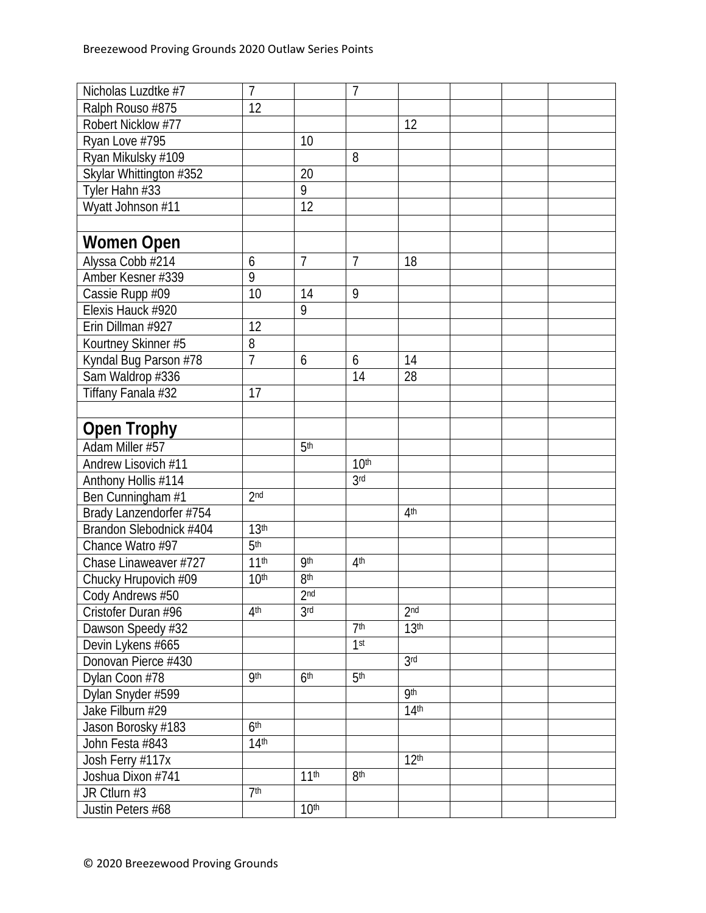| | | | | | | | |
|---|---|---|---|---|---|---|---|
| Nicholas Luzdtke #7 | 7 | | 7 | | | | |
| Ralph Rouso #875 | 12 | | | | | | |
| Robert Nicklow #77 | | | | 12 | | | |
| Ryan Love #795 | | 10 | | | | | |
| Ryan Mikulsky #109 | | | 8 | | | | |
| Skylar Whittington #352 | | 20 | | | | | |
| Tyler Hahn #33 | | 9 | | | | | |
| Wyatt Johnson #11 | | 12 | | | | | |
| | | | | | | | |
| **Women Open** | | | | | | | |
| Alyssa Cobb #214 | 6 | 7 | 7 | 18 | | | |
| Amber Kesner #339 | 9 | | | | | | |
| Cassie Rupp #09 | 10 | 14 | 9 | | | | |
| Elexis Hauck #920 | | 9 | | | | | |
| Erin Dillman #927 | 12 | | | | | | |
| Kourtney Skinner #5 | 8 | | | | | | |
| Kyndal Bug Parson #78 | 7 | 6 | 6 | 14 | | | |
| Sam Waldrop #336 | | | 14 | 28 | | | |
| Tiffany Fanala #32 | 17 | | | | | | |
| | | | | | | | |
| **Open Trophy** | | | | | | | |
| Adam Miller #57 | | 5th | | | | | |
| Andrew Lisovich #11 | | | 10th | | | | |
| Anthony Hollis #114 | | | 3rd | | | | |
| Ben Cunningham #1 | 2nd | | | | | | |
| Brady Lanzendorfer #754 | | | | 4th | | | |
| Brandon Slebodnick #404 | 13th | | | | | | |
| Chance Watro #97 | 5th | | | | | | |
| Chase Linaweaver #727 | 11th | 9th | 4th | | | | |
| Chucky Hrupovich #09 | 10th | 8th | | | | | |
| Cody Andrews #50 | | 2nd | | | | | |
| Cristofer Duran #96 | 4th | 3rd | | 2nd | | | |
| Dawson Speedy #32 | | | 7th | 13th | | | |
| Devin Lykens #665 | | | 1st | | | | |
| Donovan Pierce #430 | | | | 3rd | | | |
| Dylan Coon #78 | 9th | 6th | 5th | | | | |
| Dylan Snyder #599 | | | | 9th | | | |
| Jake Filburn #29 | | | | 14th | | | |
| Jason Borosky #183 | 6th | | | | | | |
| John Festa #843 | 14th | | | | | | |
| Josh Ferry #117x | | | | 12th | | | |
| Joshua Dixon #741 | | 11th | 8th | | | | |
| JR Ctlurn #3 | 7th | | | | | | |
| Justin Peters #68 | | 10th | | | | | |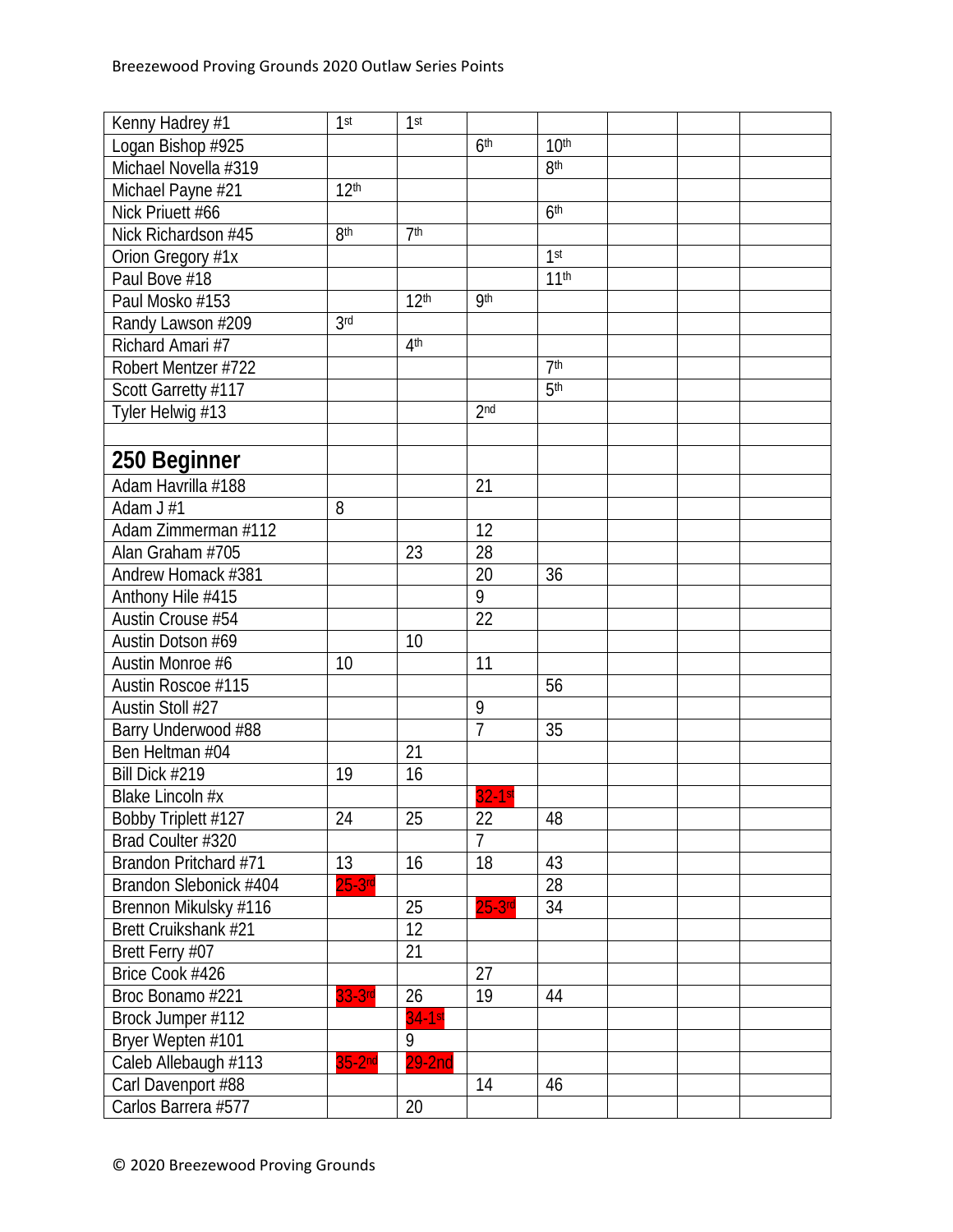| | | | | | | | |
|---|---|---|---|---|---|---|---|
| Kenny Hadrey #1 | 1st | 1st | | | | | |
| Logan Bishop #925 | | | 6th | 10th | | | |
| Michael Novella #319 | | | | 8th | | | |
| Michael Payne #21 | 12th | | | | | | |
| Nick Priuett #66 | | | | 6th | | | |
| Nick Richardson #45 | 8th | 7th | | | | | |
| Orion Gregory #1x | | | | 1st | | | |
| Paul Bove #18 | | | | 11th | | | |
| Paul Mosko #153 | | 12th | 9th | | | | |
| Randy Lawson #209 | 3rd | | | | | | |
| Richard Amari #7 | | 4th | | | | | |
| Robert Mentzer #722 | | | | 7th | | | |
| Scott Garretty #117 | | | | 5th | | | |
| Tyler Helwig #13 | | | 2nd | | | | |
| | | | | | | | |
| **250 Beginner** | | | | | | | |
| Adam Havrilla #188 | | | 21 | | | | |
| Adam J #1 | 8 | | | | | | |
| Adam Zimmerman #112 | | | 12 | | | | |
| Alan Graham #705 | | 23 | 28 | | | | |
| Andrew Homack #381 | | | 20 | 36 | | | |
| Anthony Hile #415 | | | 9 | | | | |
| Austin Crouse #54 | | | 22 | | | | |
| Austin Dotson #69 | | 10 | | | | | |
| Austin Monroe #6 | 10 | | 11 | | | | |
| Austin Roscoe #115 | | | | 56 | | | |
| Austin Stoll #27 | | | 9 | | | | |
| Barry Underwood #88 | | | 7 | 35 | | | |
| Ben Heltman #04 | | 21 | | | | | |
| Bill Dick #219 | 19 | 16 | | | | | |
| Blake Lincoln #x | | | 32-1st | | | | |
| Bobby Triplett #127 | 24 | 25 | 22 | 48 | | | |
| Brad Coulter #320 | | | 7 | | | | |
| Brandon Pritchard #71 | 13 | 16 | 18 | 43 | | | |
| Brandon Slebonick #404 | 25-3rd | | | 28 | | | |
| Brennon Mikulsky #116 | | 25 | 25-3rd | 34 | | | |
| Brett Cruikshank #21 | | 12 | | | | | |
| Brett Ferry #07 | | 21 | | | | | |
| Brice Cook #426 | | | 27 | | | | |
| Broc Bonamo #221 | 33-3rd | 26 | 19 | 44 | | | |
| Brock Jumper #112 | | 34-1st | | | | | |
| Bryer Wepten #101 | | 9 | | | | | |
| Caleb Allebaugh #113 | 35-2nd | 29-2nd | | | | | |
| Carl Davenport #88 | | | 14 | 46 | | | |
| Carlos Barrera #577 | | 20 | | | | | |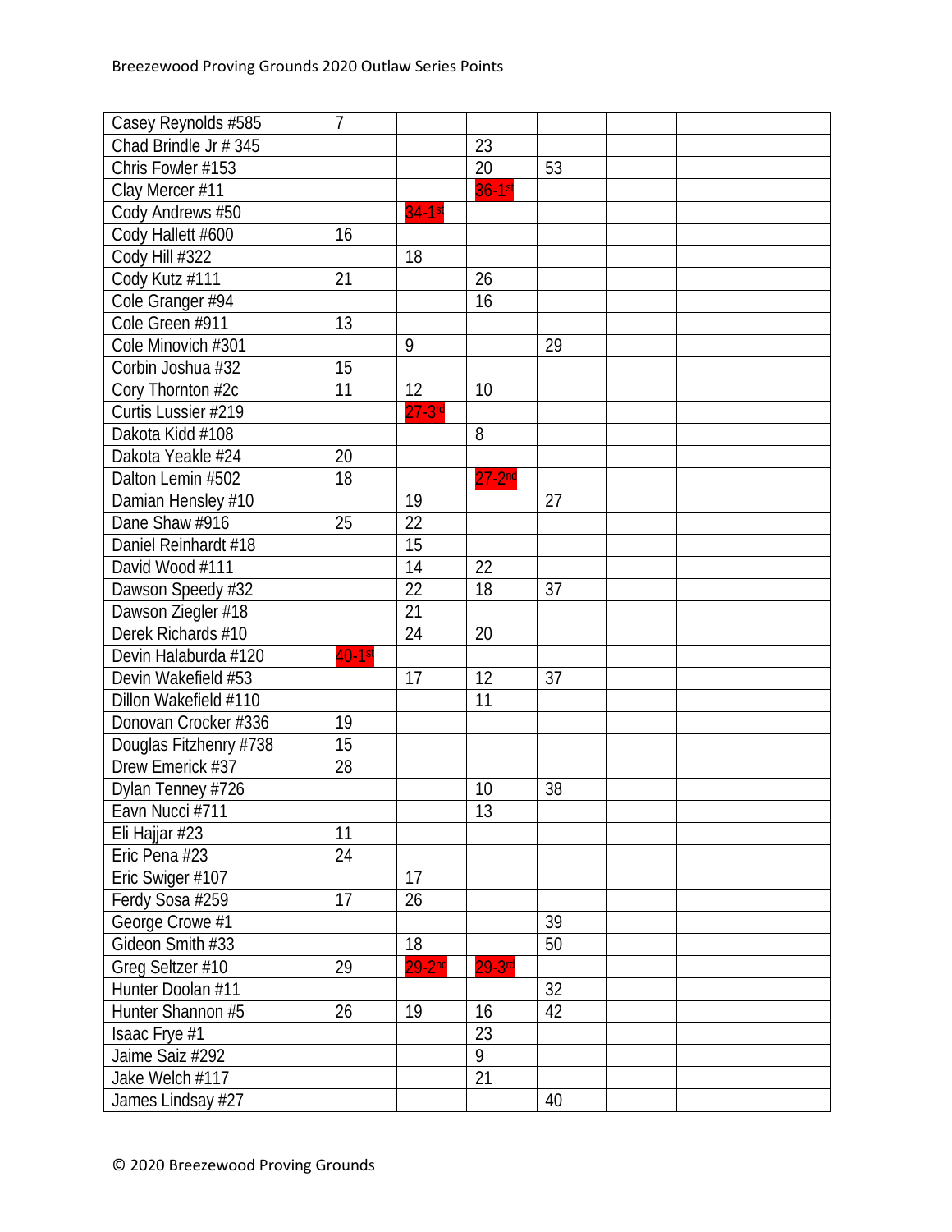| | | | | | | | |
|---|---|---|---|---|---|---|---|
| Casey Reynolds #585 | 7 | | | | | | |
| Chad Brindle Jr # 345 | | | 23 | | | | |
| Chris Fowler #153 | | | 20 | 53 | | | |
| Clay Mercer #11 | | | 36-1st | | | | |
| Cody Andrews #50 | | 34-1st | | | | | |
| Cody Hallett #600 | 16 | | | | | | |
| Cody Hill #322 | | 18 | | | | | |
| Cody Kutz #111 | 21 | | 26 | | | | |
| Cole Granger #94 | | | 16 | | | | |
| Cole Green #911 | 13 | | | | | | |
| Cole Minovich #301 | | 9 | | 29 | | | |
| Corbin Joshua #32 | 15 | | | | | | |
| Cory Thornton #2c | 11 | 12 | 10 | | | | |
| Curtis Lussier #219 | | 27-3rd | | | | | |
| Dakota Kidd #108 | | | 8 | | | | |
| Dakota Yeakle #24 | 20 | | | | | | |
| Dalton Lemin #502 | 18 | | 27-2nd | | | | |
| Damian Hensley #10 | | 19 | | 27 | | | |
| Dane Shaw #916 | 25 | 22 | | | | | |
| Daniel Reinhardt #18 | | 15 | | | | | |
| David Wood #111 | | 14 | 22 | | | | |
| Dawson Speedy #32 | | 22 | 18 | 37 | | | |
| Dawson Ziegler #18 | | 21 | | | | | |
| Derek Richards #10 | | 24 | 20 | | | | |
| Devin Halaburda #120 | 40-1st | | | | | | |
| Devin Wakefield #53 | | 17 | 12 | 37 | | | |
| Dillon Wakefield #110 | | | 11 | | | | |
| Donovan Crocker #336 | 19 | | | | | | |
| Douglas Fitzhenry #738 | 15 | | | | | | |
| Drew Emerick #37 | 28 | | | | | | |
| Dylan Tenney #726 | | | 10 | 38 | | | |
| Eavn Nucci #711 | | | 13 | | | | |
| Eli Hajjar #23 | 11 | | | | | | |
| Eric Pena #23 | 24 | | | | | | |
| Eric Swiger #107 | | 17 | | | | | |
| Ferdy Sosa #259 | 17 | 26 | | | | | |
| George Crowe #1 | | | | 39 | | | |
| Gideon Smith #33 | | 18 | | 50 | | | |
| Greg Seltzer #10 | 29 | 29-2nd | 29-3rd | | | | |
| Hunter Doolan #11 | | | | 32 | | | |
| Hunter Shannon #5 | 26 | 19 | 16 | 42 | | | |
| Isaac Frye #1 | | | 23 | | | | |
| Jaime Saiz #292 | | | 9 | | | | |
| Jake Welch #117 | | | 21 | | | | |
| James Lindsay #27 | | | | 40 | | | |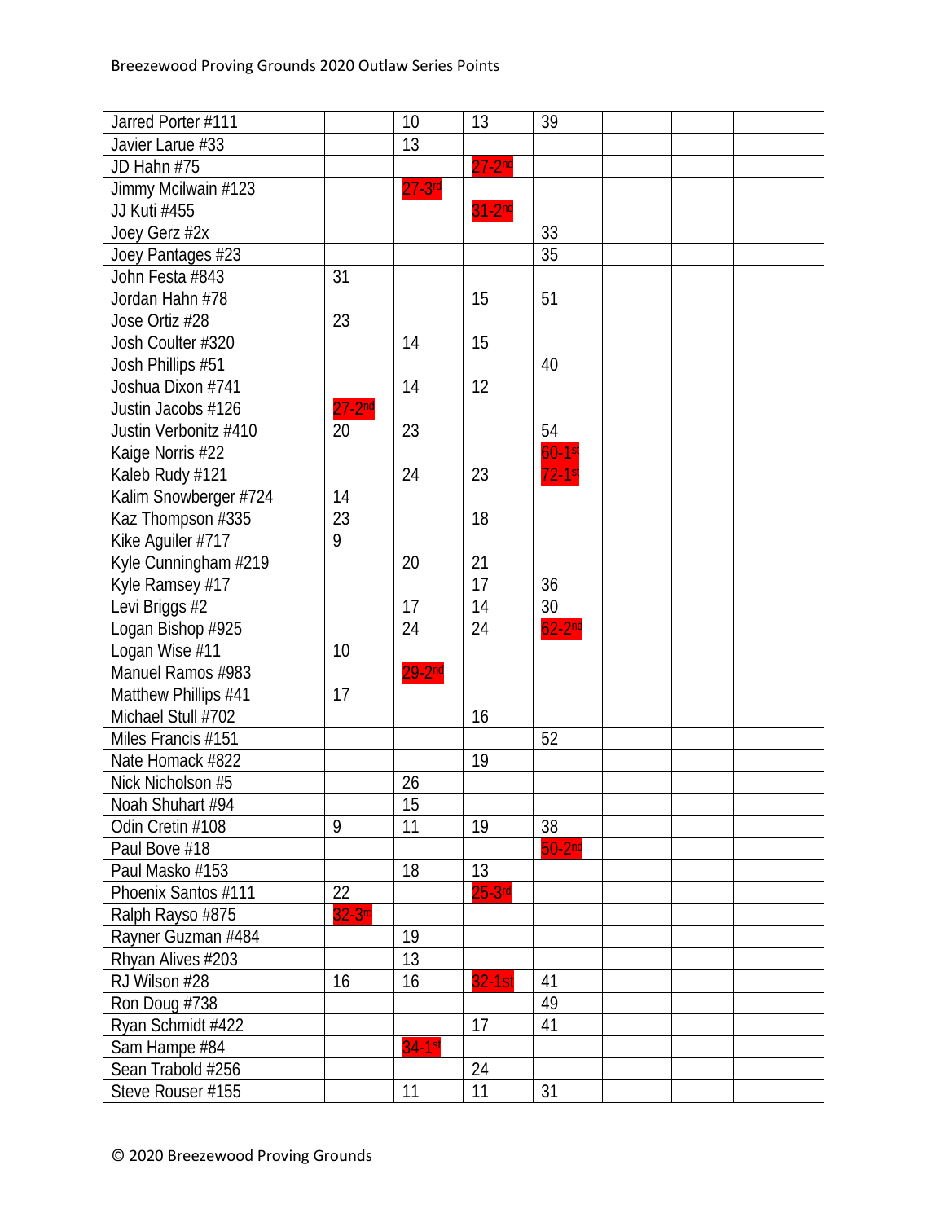| | | | | | | | |
|---|---|---|---|---|---|---|---|
| Jarred Porter #111 | | 10 | 13 | 39 | | | |
| Javier Larue #33 | | 13 | | | | | |
| JD Hahn #75 | | | 27-2nd | | | | |
| Jimmy Mcilwain #123 | | 27-3rd | | | | | |
| JJ Kuti #455 | | | 31-2nd | | | | |
| Joey Gerz #2x | | | | 33 | | | |
| Joey Pantages #23 | | | | 35 | | | |
| John Festa #843 | 31 | | | | | | |
| Jordan Hahn #78 | | | 15 | 51 | | | |
| Jose Ortiz #28 | 23 | | | | | | |
| Josh Coulter #320 | | 14 | 15 | | | | |
| Josh Phillips #51 | | | | 40 | | | |
| Joshua Dixon #741 | | 14 | 12 | | | | |
| Justin Jacobs #126 | 27-2nd | | | | | | |
| Justin Verbonitz #410 | 20 | 23 | | 54 | | | |
| Kaige Norris #22 | | | | 60-1st | | | |
| Kaleb Rudy #121 | | 24 | 23 | 72-1st | | | |
| Kalim Snowberger #724 | 14 | | | | | | |
| Kaz Thompson #335 | 23 | | 18 | | | | |
| Kike Aguiler #717 | 9 | | | | | | |
| Kyle Cunningham #219 | | 20 | 21 | | | | |
| Kyle Ramsey #17 | | | 17 | 36 | | | |
| Levi Briggs #2 | | 17 | 14 | 30 | | | |
| Logan Bishop #925 | | 24 | 24 | 62-2nd | | | |
| Logan Wise #11 | 10 | | | | | | |
| Manuel Ramos #983 | | 29-2nd | | | | | |
| Matthew Phillips #41 | 17 | | | | | | |
| Michael Stull #702 | | | 16 | | | | |
| Miles Francis #151 | | | | 52 | | | |
| Nate Homack #822 | | | 19 | | | | |
| Nick Nicholson #5 | | 26 | | | | | |
| Noah Shuhart #94 | | 15 | | | | | |
| Odin Cretin #108 | 9 | 11 | 19 | 38 | | | |
| Paul Bove #18 | | | | 50-2nd | | | |
| Paul Masko #153 | | 18 | 13 | | | | |
| Phoenix Santos #111 | 22 | | 25-3rd | | | | |
| Ralph Rayso #875 | 32-3rd | | | | | | |
| Rayner Guzman #484 | | 19 | | | | | |
| Rhyan Alives #203 | | 13 | | | | | |
| RJ Wilson #28 | 16 | 16 | 32-1st | 41 | | | |
| Ron Doug #738 | | | | 49 | | | |
| Ryan Schmidt #422 | | | 17 | 41 | | | |
| Sam Hampe #84 | | 34-1st | | | | | |
| Sean Trabold #256 | | | 24 | | | | |
| Steve Rouser #155 | | 11 | 11 | 31 | | | |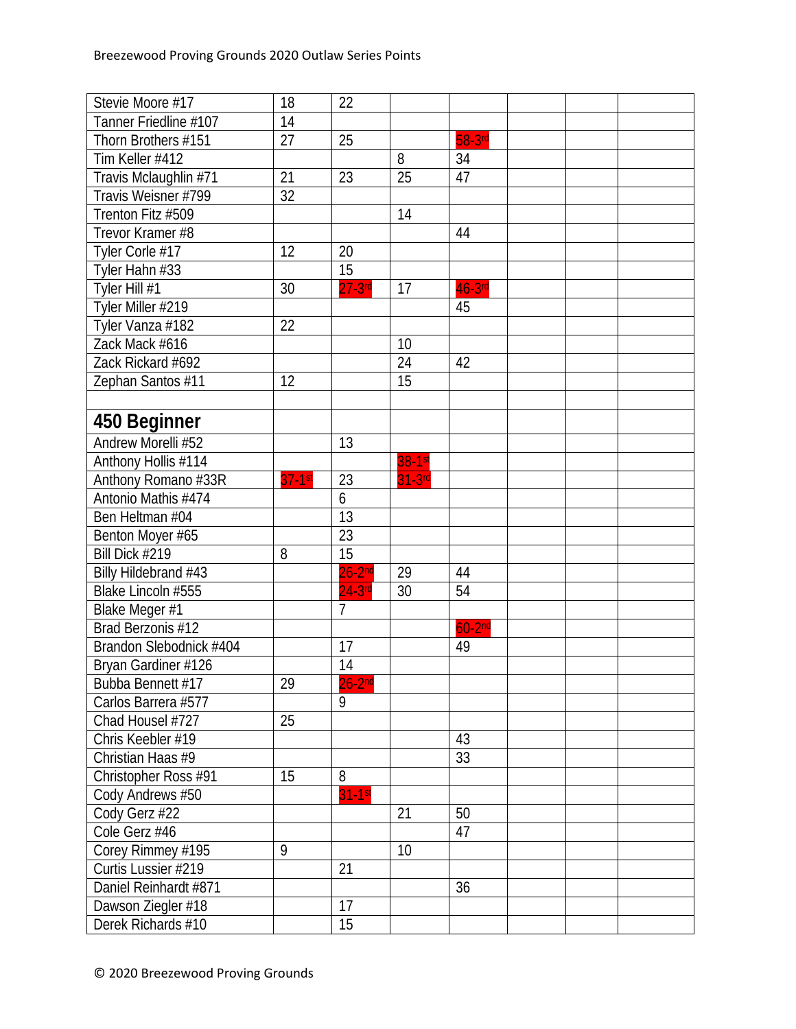| | | | | | | | |
|---|---|---|---|---|---|---|---|
| Stevie Moore #17 | 18 | 22 | | | | | |
| Tanner Friedline #107 | 14 | | | | | | |
| Thorn Brothers #151 | 27 | 25 | | 58-3rd | | | |
| Tim Keller #412 | | | 8 | 34 | | | |
| Travis Mclaughlin #71 | 21 | 23 | 25 | 47 | | | |
| Travis Weisner #799 | 32 | | | | | | |
| Trenton Fitz #509 | | | 14 | | | | |
| Trevor Kramer #8 | | | | 44 | | | |
| Tyler Corle #17 | 12 | 20 | | | | | |
| Tyler Hahn #33 | | 15 | | | | | |
| Tyler Hill #1 | 30 | 27-3rd | 17 | 46-3rd | | | |
| Tyler Miller #219 | | | | 45 | | | |
| Tyler Vanza #182 | 22 | | | | | | |
| Zack Mack #616 | | | 10 | | | | |
| Zack Rickard #692 | | | 24 | 42 | | | |
| Zephan Santos #11 | 12 | | 15 | | | | |
| | | | | | | | |
| **450 Beginner** | | | | | | | |
| Andrew Morelli #52 | | 13 | | | | | |
| Anthony Hollis #114 | | | 38-1st | | | | |
| Anthony Romano #33R | 37-1st | 23 | 31-3rd | | | | |
| Antonio Mathis #474 | | 6 | | | | | |
| Ben Heltman #04 | | 13 | | | | | |
| Benton Moyer #65 | | 23 | | | | | |
| Bill Dick #219 | 8 | 15 | | | | | |
| Billy Hildebrand #43 | | 26-2nd | 29 | 44 | | | |
| Blake Lincoln #555 | | 24-3rd | 30 | 54 | | | |
| Blake Meger #1 | | 7 | | | | | |
| Brad Berzonis #12 | | | | 60-2nd | | | |
| Brandon Slebodnick #404 | | 17 | | 49 | | | |
| Bryan Gardiner #126 | | 14 | | | | | |
| Bubba Bennett #17 | 29 | 26-2nd | | | | | |
| Carlos Barrera #577 | | 9 | | | | | |
| Chad Housel #727 | 25 | | | | | | |
| Chris Keebler #19 | | | | 43 | | | |
| Christian Haas #9 | | | | 33 | | | |
| Christopher Ross #91 | 15 | 8 | | | | | |
| Cody Andrews #50 | | 31-1st | | | | | |
| Cody Gerz #22 | | | 21 | 50 | | | |
| Cole Gerz #46 | | | | 47 | | | |
| Corey Rimmey #195 | 9 | | 10 | | | | |
| Curtis Lussier #219 | | 21 | | | | | |
| Daniel Reinhardt #871 | | | | 36 | | | |
| Dawson Ziegler #18 | | 17 | | | | | |
| Derek Richards #10 | | 15 | | | | | |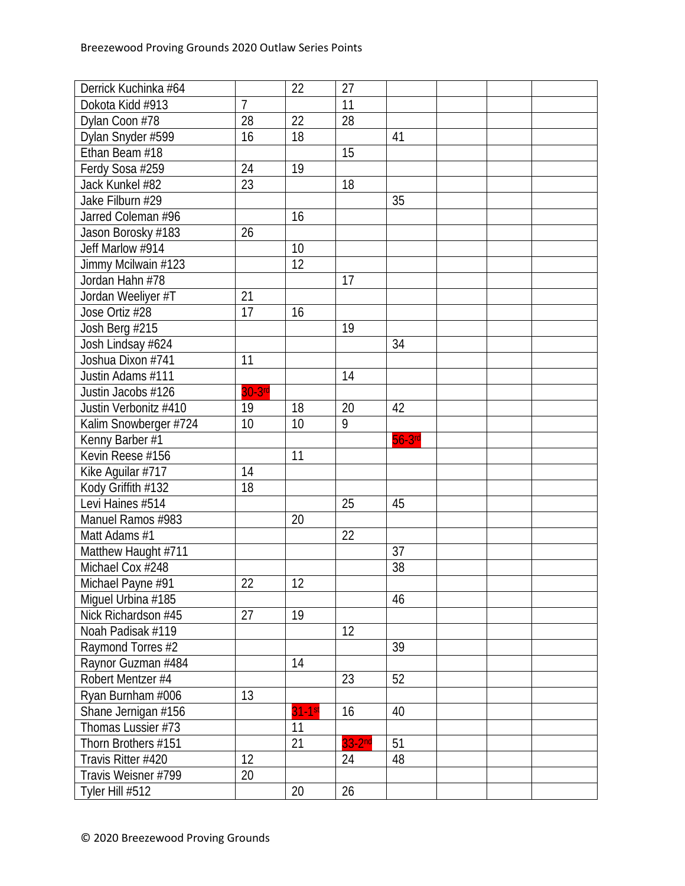| Derrick Kuchinka #64 | | 22 | 27 | | | | |
|---|---|---|---|---|---|---|---|
| Dokota Kidd #913 | 7 | | 11 | | | | |
| Dylan Coon #78 | 28 | 22 | 28 | | | | |
| Dylan Snyder #599 | 16 | 18 | | 41 | | | |
| Ethan Beam #18 | | | 15 | | | | |
| Ferdy Sosa #259 | 24 | 19 | | | | | |
| Jack Kunkel #82 | 23 | | 18 | | | | |
| Jake Filburn #29 | | | | 35 | | | |
| Jarred Coleman #96 | | 16 | | | | | |
| Jason Borosky #183 | 26 | | | | | | |
| Jeff Marlow #914 | | 10 | | | | | |
| Jimmy Mcilwain #123 | | 12 | | | | | |
| Jordan Hahn #78 | | | 17 | | | | |
| Jordan Weeliyer #T | 21 | | | | | | |
| Jose Ortiz #28 | 17 | 16 | | | | | |
| Josh Berg #215 | | | 19 | | | | |
| Josh Lindsay #624 | | | | 34 | | | |
| Joshua Dixon #741 | 11 | | | | | | |
| Justin Adams #111 | | | 14 | | | | |
| Justin Jacobs #126 | 30-3rd | | | | | | |
| Justin Verbonitz #410 | 19 | 18 | 20 | 42 | | | |
| Kalim Snowberger #724 | 10 | 10 | 9 | | | | |
| Kenny Barber #1 | | | | 56-3rd | | | |
| Kevin Reese #156 | | 11 | | | | | |
| Kike Aguilar #717 | 14 | | | | | | |
| Kody Griffith #132 | 18 | | | | | | |
| Levi Haines #514 | | | 25 | 45 | | | |
| Manuel Ramos #983 | | 20 | | | | | |
| Matt Adams #1 | | | 22 | | | | |
| Matthew Haught #711 | | | | 37 | | | |
| Michael Cox #248 | | | | 38 | | | |
| Michael Payne #91 | 22 | 12 | | | | | |
| Miguel Urbina #185 | | | | 46 | | | |
| Nick Richardson #45 | 27 | 19 | | | | | |
| Noah Padisak #119 | | | 12 | | | | |
| Raymond Torres #2 | | | | 39 | | | |
| Raynor Guzman #484 | | 14 | | | | | |
| Robert Mentzer #4 | | | 23 | 52 | | | |
| Ryan Burnham #006 | 13 | | | | | | |
| Shane Jernigan #156 | | 31-1st | 16 | 40 | | | |
| Thomas Lussier #73 | | 11 | | | | | |
| Thorn Brothers #151 | | 21 | 33-2nd | 51 | | | |
| Travis Ritter #420 | 12 | | 24 | 48 | | | |
| Travis Weisner #799 | 20 | | | | | | |
| Tyler Hill #512 | | 20 | 26 | | | | |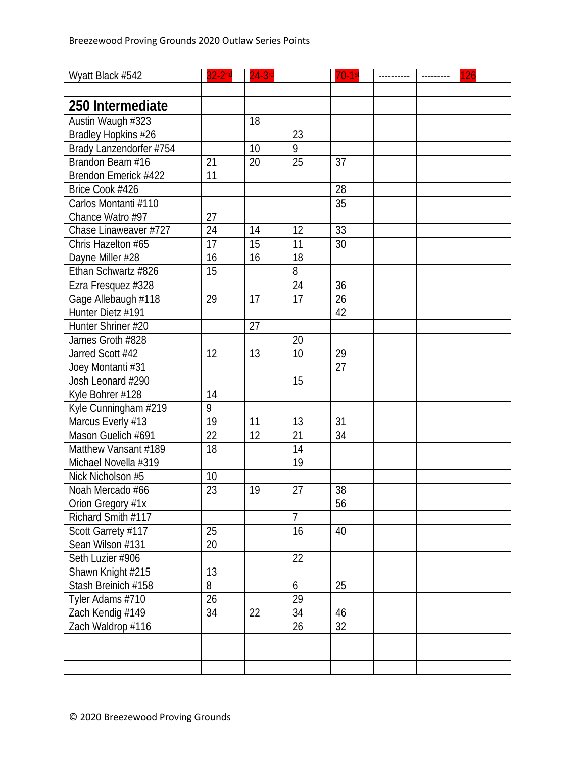| Wyatt Black #542 | 32-2nd | 24-3rd | | 70-1st | ---------- | --------- | 126 |
|---|---|---|---|---|---|---|---|
| | | | | | | | |
| **250 Intermediate** | | | | | | | |
| Austin Waugh #323 | | 18 | | | | | |
| Bradley Hopkins #26 | | | 23 | | | | |
| Brady Lanzendorfer #754 | | 10 | 9 | | | | |
| Brandon Beam #16 | 21 | 20 | 25 | 37 | | | |
| Brendon Emerick #422 | 11 | | | | | | |
| Brice Cook #426 | | | | 28 | | | |
| Carlos Montanti #110 | | | | 35 | | | |
| Chance Watro #97 | 27 | | | | | | |
| Chase Linaweaver #727 | 24 | 14 | 12 | 33 | | | |
| Chris Hazelton #65 | 17 | 15 | 11 | 30 | | | |
| Dayne Miller #28 | 16 | 16 | 18 | | | | |
| Ethan Schwartz #826 | 15 | | 8 | | | | |
| Ezra Fresquez #328 | | | 24 | 36 | | | |
| Gage Allebaugh #118 | 29 | 17 | 17 | 26 | | | |
| Hunter Dietz #191 | | | | 42 | | | |
| Hunter Shriner #20 | | 27 | | | | | |
| James Groth #828 | | | 20 | | | | |
| Jarred Scott #42 | 12 | 13 | 10 | 29 | | | |
| Joey Montanti #31 | | | | 27 | | | |
| Josh Leonard #290 | | | 15 | | | | |
| Kyle Bohrer #128 | 14 | | | | | | |
| Kyle Cunningham #219 | 9 | | | | | | |
| Marcus Everly #13 | 19 | 11 | 13 | 31 | | | |
| Mason Guelich #691 | 22 | 12 | 21 | 34 | | | |
| Matthew Vansant #189 | 18 | | 14 | | | | |
| Michael Novella #319 | | | 19 | | | | |
| Nick Nicholson #5 | 10 | | | | | | |
| Noah Mercado #66 | 23 | 19 | 27 | 38 | | | |
| Orion Gregory #1x | | | | 56 | | | |
| Richard Smith #117 | | | 7 | | | | |
| Scott Garrety #117 | 25 | | 16 | 40 | | | |
| Sean Wilson #131 | 20 | | | | | | |
| Seth Luzier #906 | | | 22 | | | | |
| Shawn Knight #215 | 13 | | | | | | |
| Stash Breinich #158 | 8 | | 6 | 25 | | | |
| Tyler Adams #710 | 26 | | 29 | | | | |
| Zach Kendig #149 | 34 | 22 | 34 | 46 | | | |
| Zach Waldrop #116 | | | 26 | 32 | | | |
| | | | | | | | |
| | | | | | | | |
| | | | | | | | |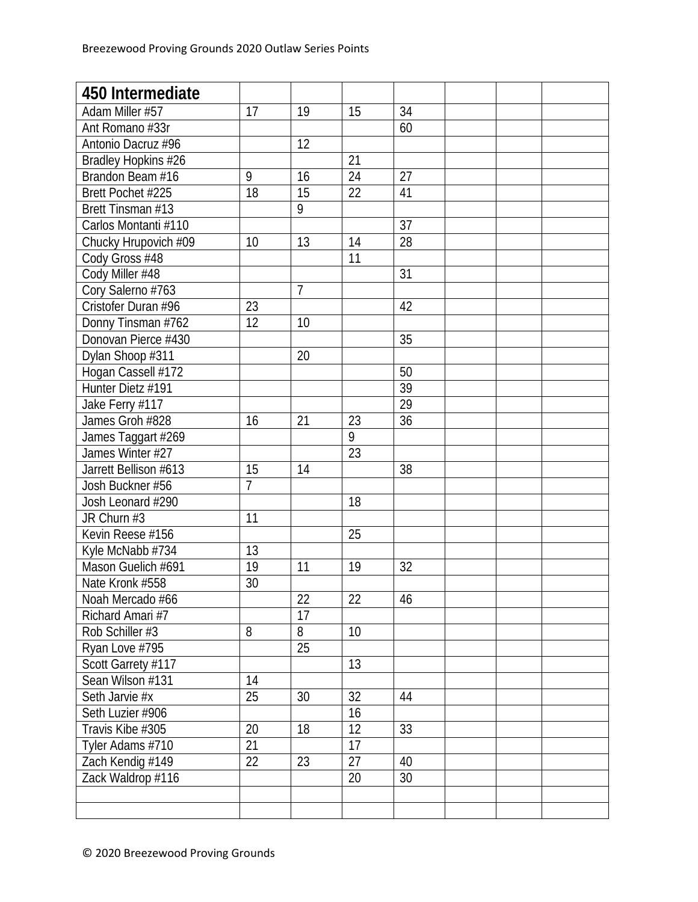| 450 Intermediate | | | | | | | |
|---|---|---|---|---|---|---|---|
| Adam Miller #57 | 17 | 19 | 15 | 34 | | | |
| Ant Romano #33r | | | | 60 | | | |
| Antonio Dacruz #96 | | 12 | | | | | |
| Bradley Hopkins #26 | | | 21 | | | | |
| Brandon Beam #16 | 9 | 16 | 24 | 27 | | | |
| Brett Pochet #225 | 18 | 15 | 22 | 41 | | | |
| Brett Tinsman #13 | | 9 | | | | | |
| Carlos Montanti #110 | | | | 37 | | | |
| Chucky Hrupovich #09 | 10 | 13 | 14 | 28 | | | |
| Cody Gross #48 | | | 11 | | | | |
| Cody Miller #48 | | | | 31 | | | |
| Cory Salerno #763 | | 7 | | | | | |
| Cristofer Duran #96 | 23 | | | 42 | | | |
| Donny Tinsman #762 | 12 | 10 | | | | | |
| Donovan Pierce #430 | | | | 35 | | | |
| Dylan Shoop #311 | | 20 | | | | | |
| Hogan Cassell #172 | | | | 50 | | | |
| Hunter Dietz #191 | | | | 39 | | | |
| Jake Ferry #117 | | | | 29 | | | |
| James Groh #828 | 16 | 21 | 23 | 36 | | | |
| James Taggart #269 | | | 9 | | | | |
| James Winter #27 | | | 23 | | | | |
| Jarrett Bellison #613 | 15 | 14 | | 38 | | | |
| Josh Buckner #56 | 7 | | | | | | |
| Josh Leonard #290 | | | 18 | | | | |
| JR Churn #3 | 11 | | | | | | |
| Kevin Reese #156 | | | 25 | | | | |
| Kyle McNabb #734 | 13 | | | | | | |
| Mason Guelich #691 | 19 | 11 | 19 | 32 | | | |
| Nate Kronk #558 | 30 | | | | | | |
| Noah Mercado #66 | | 22 | 22 | 46 | | | |
| Richard Amari #7 | | 17 | | | | | |
| Rob Schiller #3 | 8 | 8 | 10 | | | | |
| Ryan Love #795 | | 25 | | | | | |
| Scott Garrety #117 | | | 13 | | | | |
| Sean Wilson #131 | 14 | | | | | | |
| Seth Jarvie #x | 25 | 30 | 32 | 44 | | | |
| Seth Luzier #906 | | | 16 | | | | |
| Travis Kibe #305 | 20 | 18 | 12 | 33 | | | |
| Tyler Adams #710 | 21 | | 17 | | | | |
| Zach Kendig #149 | 22 | 23 | 27 | 40 | | | |
| Zack Waldrop #116 | | | 20 | 30 | | | |
| | | | | | | | |
| | | | | | | | |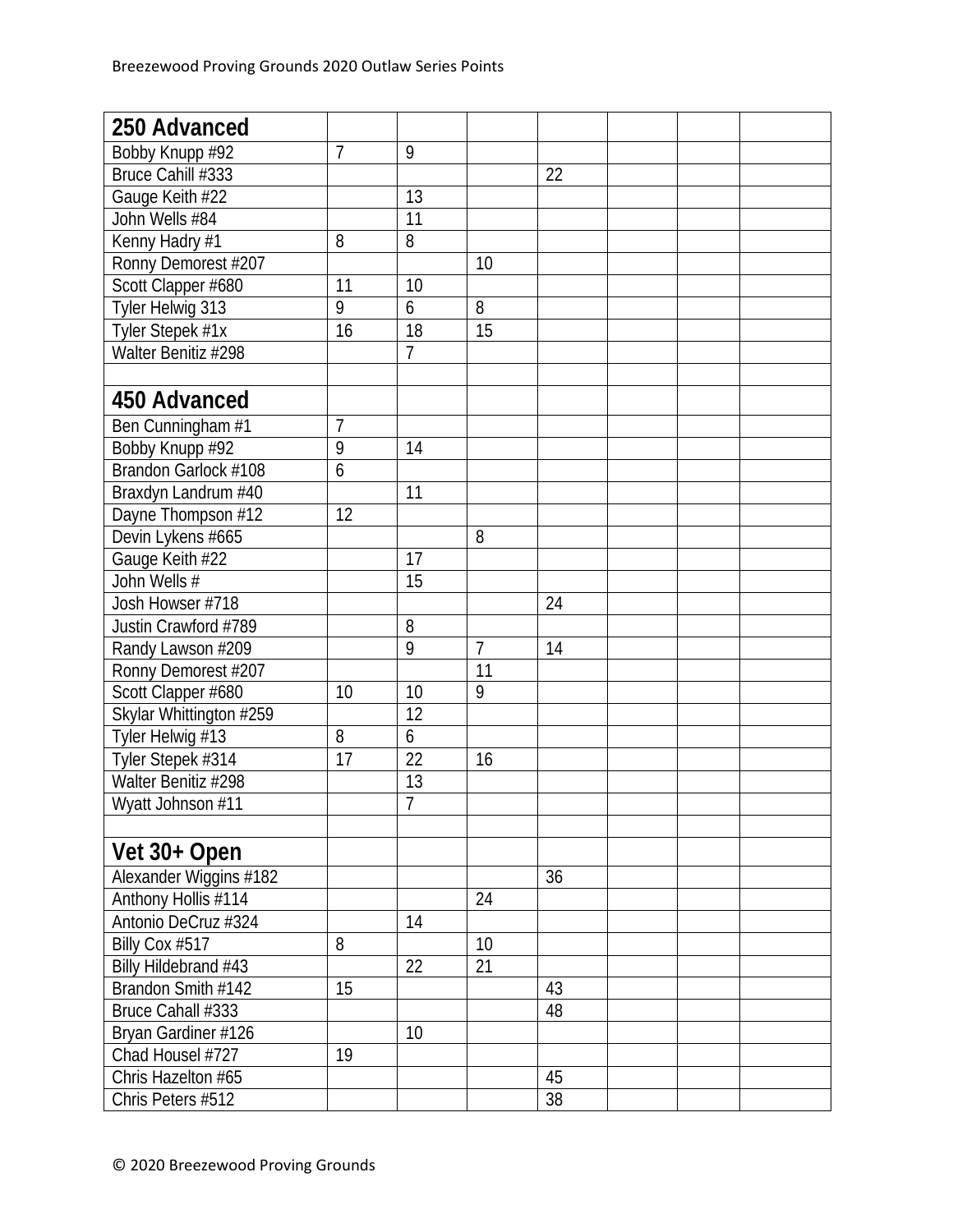| 250 Advanced | | | | | | | |
|---|---|---|---|---|---|---|---|
| Bobby Knupp #92 | 7 | 9 | | | | | |
| Bruce Cahill #333 | | | | 22 | | | |
| Gauge Keith #22 | | 13 | | | | | |
| John Wells #84 | | 11 | | | | | |
| Kenny Hadry #1 | 8 | 8 | | | | | |
| Ronny Demorest #207 | | | 10 | | | | |
| Scott Clapper #680 | 11 | 10 | | | | | |
| Tyler Helwig 313 | 9 | 6 | 8 | | | | |
| Tyler Stepek #1x | 16 | 18 | 15 | | | | |
| Walter Benitiz #298 | | 7 | | | | | |
| | | | | | | | |
| **450 Advanced** | | | | | | | |
| Ben Cunningham #1 | 7 | | | | | | |
| Bobby Knupp #92 | 9 | 14 | | | | | |
| Brandon Garlock #108 | 6 | | | | | | |
| Braxdyn Landrum #40 | | 11 | | | | | |
| Dayne Thompson #12 | 12 | | | | | | |
| Devin Lykens #665 | | | 8 | | | | |
| Gauge Keith #22 | | 17 | | | | | |
| John Wells # | | 15 | | | | | |
| Josh Howser #718 | | | | 24 | | | |
| Justin Crawford #789 | | 8 | | | | | |
| Randy Lawson #209 | | 9 | 7 | 14 | | | |
| Ronny Demorest #207 | | | 11 | | | | |
| Scott Clapper #680 | 10 | 10 | 9 | | | | |
| Skylar Whittington #259 | | 12 | | | | | |
| Tyler Helwig #13 | 8 | 6 | | | | | |
| Tyler Stepek #314 | 17 | 22 | 16 | | | | |
| Walter Benitiz #298 | | 13 | | | | | |
| Wyatt Johnson #11 | | 7 | | | | | |
| | | | | | | | |
| **Vet 30+ Open** | | | | | | | |
| Alexander Wiggins #182 | | | | 36 | | | |
| Anthony Hollis #114 | | | 24 | | | | |
| Antonio DeCruz #324 | | 14 | | | | | |
| Billy Cox #517 | 8 | | 10 | | | | |
| Billy Hildebrand #43 | | 22 | 21 | | | | |
| Brandon Smith #142 | 15 | | | 43 | | | |
| Bruce Cahall #333 | | | | 48 | | | |
| Bryan Gardiner #126 | | 10 | | | | | |
| Chad Housel #727 | 19 | | | | | | |
| Chris Hazelton #65 | | | | 45 | | | |
| Chris Peters #512 | | | | 38 | | | |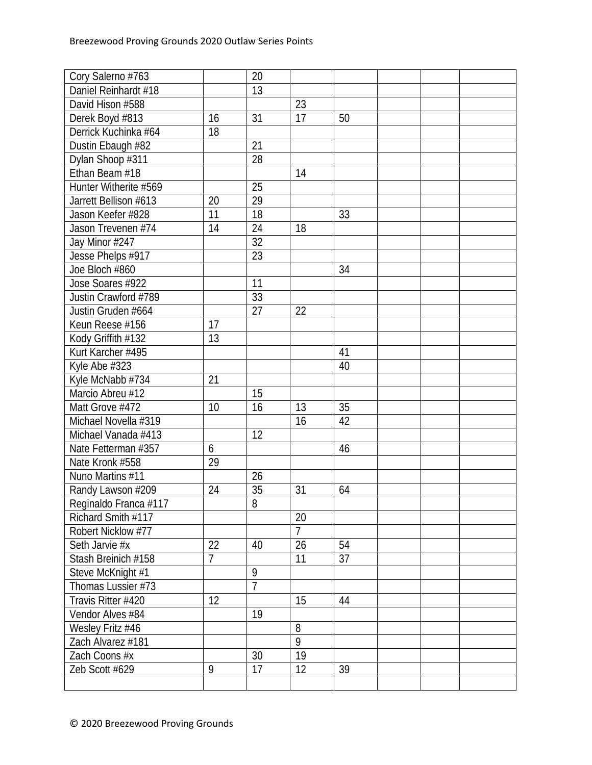| | | | | | | | |
|---|---|---|---|---|---|---|---|
| Cory Salerno #763 | | 20 | | | | | |
| Daniel Reinhardt #18 | | 13 | | | | | |
| David Hison #588 | | | 23 | | | | |
| Derek Boyd #813 | 16 | 31 | 17 | 50 | | | |
| Derrick Kuchinka #64 | 18 | | | | | | |
| Dustin Ebaugh #82 | | 21 | | | | | |
| Dylan Shoop #311 | | 28 | | | | | |
| Ethan Beam #18 | | | 14 | | | | |
| Hunter Witherite #569 | | 25 | | | | | |
| Jarrett Bellison #613 | 20 | 29 | | | | | |
| Jason Keefer #828 | 11 | 18 | | 33 | | | |
| Jason Trevenen #74 | 14 | 24 | 18 | | | | |
| Jay Minor #247 | | 32 | | | | | |
| Jesse Phelps #917 | | 23 | | | | | |
| Joe Bloch #860 | | | | 34 | | | |
| Jose Soares #922 | | 11 | | | | | |
| Justin Crawford #789 | | 33 | | | | | |
| Justin Gruden #664 | | 27 | 22 | | | | |
| Keun Reese #156 | 17 | | | | | | |
| Kody Griffith #132 | 13 | | | | | | |
| Kurt Karcher #495 | | | | 41 | | | |
| Kyle Abe #323 | | | | 40 | | | |
| Kyle McNabb #734 | 21 | | | | | | |
| Marcio Abreu #12 | | 15 | | | | | |
| Matt Grove #472 | 10 | 16 | 13 | 35 | | | |
| Michael Novella #319 | | | 16 | 42 | | | |
| Michael Vanada #413 | | 12 | | | | | |
| Nate Fetterman #357 | 6 | | | 46 | | | |
| Nate Kronk #558 | 29 | | | | | | |
| Nuno Martins #11 | | 26 | | | | | |
| Randy Lawson #209 | 24 | 35 | 31 | 64 | | | |
| Reginaldo Franca #117 | | 8 | | | | | |
| Richard Smith #117 | | | 20 | | | | |
| Robert Nicklow #77 | | | 7 | | | | |
| Seth Jarvie #x | 22 | 40 | 26 | 54 | | | |
| Stash Breinich #158 | 7 | | 11 | 37 | | | |
| Steve McKnight #1 | | 9 | | | | | |
| Thomas Lussier #73 | | 7 | | | | | |
| Travis Ritter #420 | 12 | | 15 | 44 | | | |
| Vendor Alves #84 | | 19 | | | | | |
| Wesley Fritz #46 | | | 8 | | | | |
| Zach Alvarez #181 | | | 9 | | | | |
| Zach Coons #x | | 30 | 19 | | | | |
| Zeb Scott #629 | 9 | 17 | 12 | 39 | | | |
| | | | | | | | |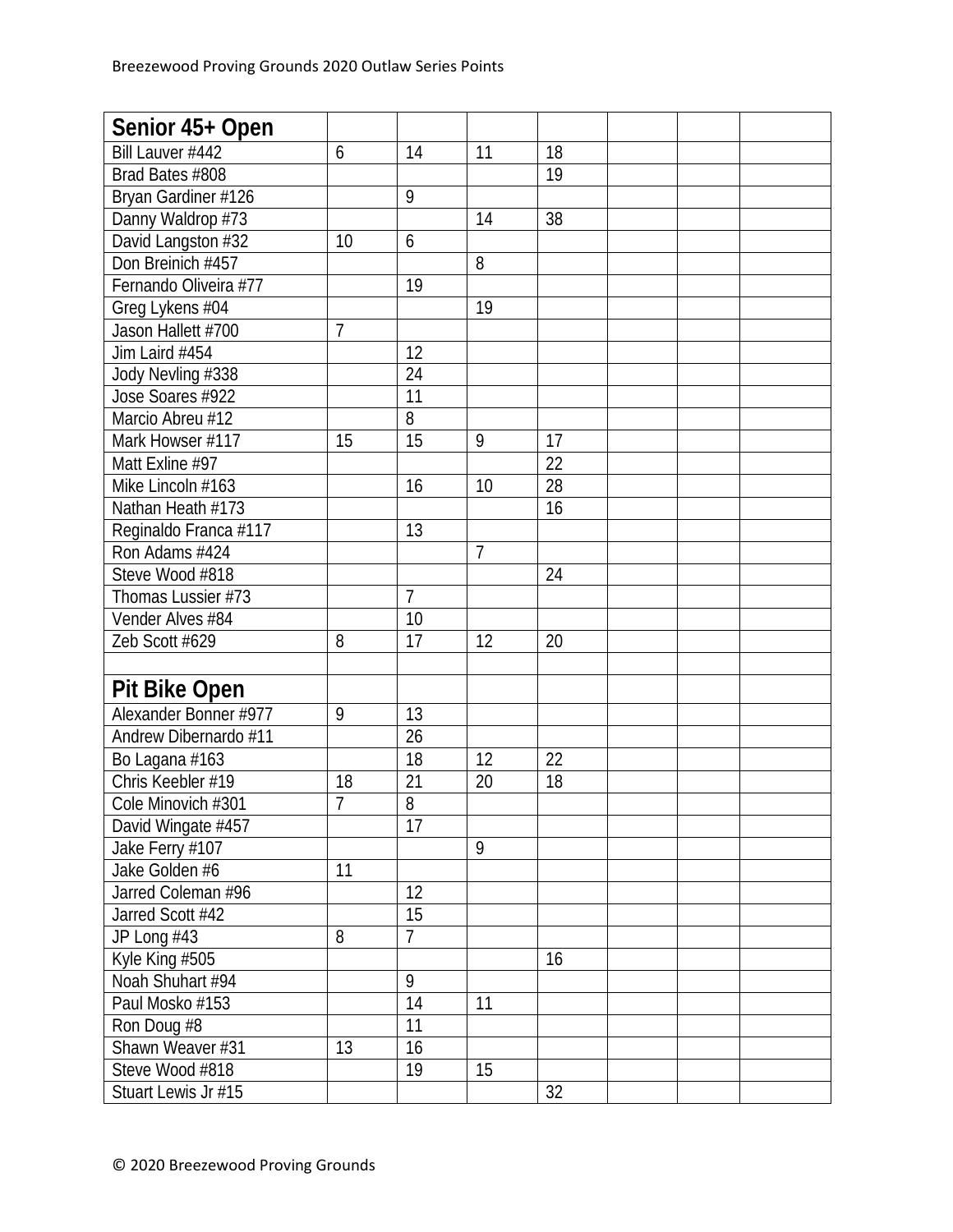| Senior 45+ Open | | | | | | | |
|---|---|---|---|---|---|---|---|
| Bill Lauver #442 | 6 | 14 | 11 | 18 | | | |
| Brad Bates #808 | | | | 19 | | | |
| Bryan Gardiner #126 | | 9 | | | | | |
| Danny Waldrop #73 | | | 14 | 38 | | | |
| David Langston #32 | 10 | 6 | | | | | |
| Don Breinich #457 | | | 8 | | | | |
| Fernando Oliveira #77 | | 19 | | | | | |
| Greg Lykens #04 | | | 19 | | | | |
| Jason Hallett #700 | 7 | | | | | | |
| Jim Laird #454 | | 12 | | | | | |
| Jody Nevling #338 | | 24 | | | | | |
| Jose Soares #922 | | 11 | | | | | |
| Marcio Abreu #12 | | 8 | | | | | |
| Mark Howser #117 | 15 | 15 | 9 | 17 | | | |
| Matt Exline #97 | | | | 22 | | | |
| Mike Lincoln #163 | | 16 | 10 | 28 | | | |
| Nathan Heath #173 | | | | 16 | | | |
| Reginaldo Franca #117 | | 13 | | | | | |
| Ron Adams #424 | | | 7 | | | | |
| Steve Wood #818 | | | | 24 | | | |
| Thomas Lussier #73 | | 7 | | | | | |
| Vender Alves #84 | | 10 | | | | | |
| Zeb Scott #629 | 8 | 17 | 12 | 20 | | | |
| | | | | | | | |
| **Pit Bike Open** | | | | | | | |
| Alexander Bonner #977 | 9 | 13 | | | | | |
| Andrew Dibernardo #11 | | 26 | | | | | |
| Bo Lagana #163 | | 18 | 12 | 22 | | | |
| Chris Keebler #19 | 18 | 21 | 20 | 18 | | | |
| Cole Minovich #301 | 7 | 8 | | | | | |
| David Wingate #457 | | 17 | | | | | |
| Jake Ferry #107 | | | 9 | | | | |
| Jake Golden #6 | 11 | | | | | | |
| Jarred Coleman #96 | | 12 | | | | | |
| Jarred Scott #42 | | 15 | | | | | |
| JP Long #43 | 8 | 7 | | | | | |
| Kyle King #505 | | | | 16 | | | |
| Noah Shuhart #94 | | 9 | | | | | |
| Paul Mosko #153 | | 14 | 11 | | | | |
| Ron Doug #8 | | 11 | | | | | |
| Shawn Weaver #31 | 13 | 16 | | | | | |
| Steve Wood #818 | | 19 | 15 | | | | |
| Stuart Lewis Jr #15 | | | | 32 | | | |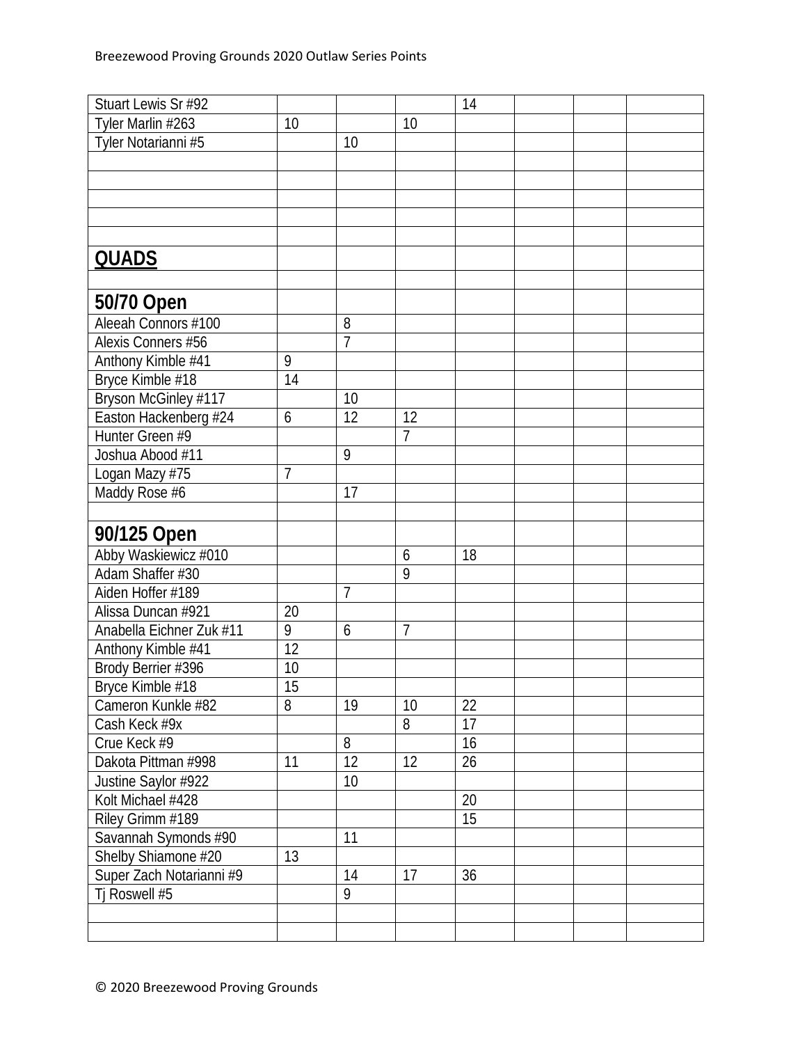| | | | | | | | |
|---|---|---|---|---|---|---|---|
| Stuart Lewis Sr #92 | | | | 14 | | | |
| Tyler Marlin #263 | 10 | | 10 | | | | |
| Tyler Notarianni #5 | | 10 | | | | | |
| | | | | | | | |
| | | | | | | | |
| | | | | | | | |
| | | | | | | | |
| | | | | | | | |
| **QUADS** | | | | | | | |
| | | | | | | | |
| **50/70 Open** | | | | | | | |
| Aleeah Connors #100 | | 8 | | | | | |
| Alexis Conners #56 | | 7 | | | | | |
| Anthony Kimble #41 | 9 | | | | | | |
| Bryce Kimble #18 | 14 | | | | | | |
| Bryson McGinley #117 | | 10 | | | | | |
| Easton Hackenberg #24 | 6 | 12 | 12 | | | | |
| Hunter Green #9 | | | 7 | | | | |
| Joshua Abood #11 | | 9 | | | | | |
| Logan Mazy #75 | 7 | | | | | | |
| Maddy Rose #6 | | 17 | | | | | |
| | | | | | | | |
| **90/125 Open** | | | | | | | |
| Abby Waskiewicz #010 | | | 6 | 18 | | | |
| Adam Shaffer #30 | | | 9 | | | | |
| Aiden Hoffer #189 | | 7 | | | | | |
| Alissa Duncan #921 | 20 | | | | | | |
| Anabella Eichner Zuk #11 | 9 | 6 | 7 | | | | |
| Anthony Kimble #41 | 12 | | | | | | |
| Brody Berrier #396 | 10 | | | | | | |
| Bryce Kimble #18 | 15 | | | | | | |
| Cameron Kunkle #82 | 8 | 19 | 10 | 22 | | | |
| Cash Keck #9x | | | 8 | 17 | | | |
| Crue Keck #9 | | 8 | | 16 | | | |
| Dakota Pittman #998 | 11 | 12 | 12 | 26 | | | |
| Justine Saylor #922 | | 10 | | | | | |
| Kolt Michael #428 | | | | 20 | | | |
| Riley Grimm #189 | | | | 15 | | | |
| Savannah Symonds #90 | | 11 | | | | | |
| Shelby Shiamone #20 | 13 | | | | | | |
| Super Zach Notarianni #9 | | 14 | 17 | 36 | | | |
| Tj Roswell #5 | | 9 | | | | | |
| | | | | | | | |
| | | | | | | | |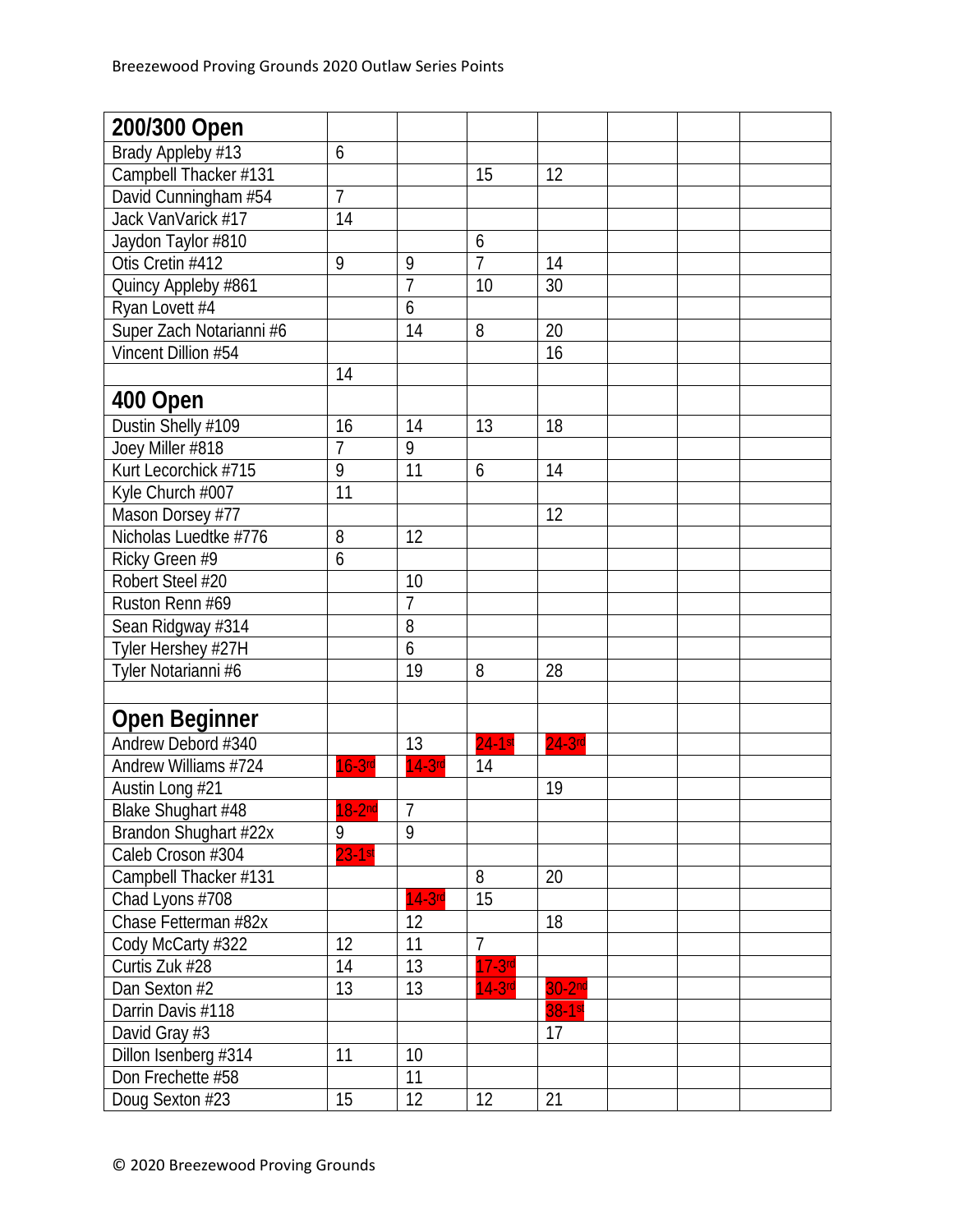| 200/300 Open | | | | | | | |
|---|---|---|---|---|---|---|---|
| Brady Appleby #13 | 6 | | | | | | |
| Campbell Thacker #131 | | | 15 | 12 | | | |
| David Cunningham #54 | 7 | | | | | | |
| Jack VanVarick #17 | 14 | | | | | | |
| Jaydon Taylor #810 | | | 6 | | | | |
| Otis Cretin #412 | 9 | 9 | 7 | 14 | | | |
| Quincy Appleby #861 | | 7 | 10 | 30 | | | |
| Ryan Lovett #4 | | 6 | | | | | |
| Super Zach Notarianni #6 | | 14 | 8 | 20 | | | |
| Vincent Dillion #54 | | | | 16 | | | |
| | 14 | | | | | | |
| **400 Open** | | | | | | | |
| Dustin Shelly #109 | 16 | 14 | 13 | 18 | | | |
| Joey Miller #818 | 7 | 9 | | | | | |
| Kurt Lecorchick #715 | 9 | 11 | 6 | 14 | | | |
| Kyle Church #007 | 11 | | | | | | |
| Mason Dorsey #77 | | | | 12 | | | |
| Nicholas Luedtke #776 | 8 | 12 | | | | | |
| Ricky Green #9 | 6 | | | | | | |
| Robert Steel #20 | | 10 | | | | | |
| Ruston Renn #69 | | 7 | | | | | |
| Sean Ridgway #314 | | 8 | | | | | |
| Tyler Hershey #27H | | 6 | | | | | |
| Tyler Notarianni #6 | | 19 | 8 | 28 | | | |
| | | | | | | | |
| **Open Beginner** | | | | | | | |
| Andrew Debord #340 | | 13 | 24-1st | 24-3rd | | | |
| Andrew Williams #724 | 16-3rd | 14-3rd | 14 | | | | |
| Austin Long #21 | | | | 19 | | | |
| Blake Shughart #48 | 18-2nd | 7 | | | | | |
| Brandon Shughart #22x | 9 | 9 | | | | | |
| Caleb Croson #304 | 23-1st | | | | | | |
| Campbell Thacker #131 | | | 8 | 20 | | | |
| Chad Lyons #708 | | 14-3rd | 15 | | | | |
| Chase Fetterman #82x | | 12 | | 18 | | | |
| Cody McCarty #322 | 12 | 11 | 7 | | | | |
| Curtis Zuk #28 | 14 | 13 | 17-3rd | | | | |
| Dan Sexton #2 | 13 | 13 | 14-3rd | 30-2nd | | | |
| Darrin Davis #118 | | | | 38-1st | | | |
| David Gray #3 | | | | 17 | | | |
| Dillon Isenberg #314 | 11 | 10 | | | | | |
| Don Frechette #58 | | 11 | | | | | |
| Doug Sexton #23 | 15 | 12 | 12 | 21 | | | |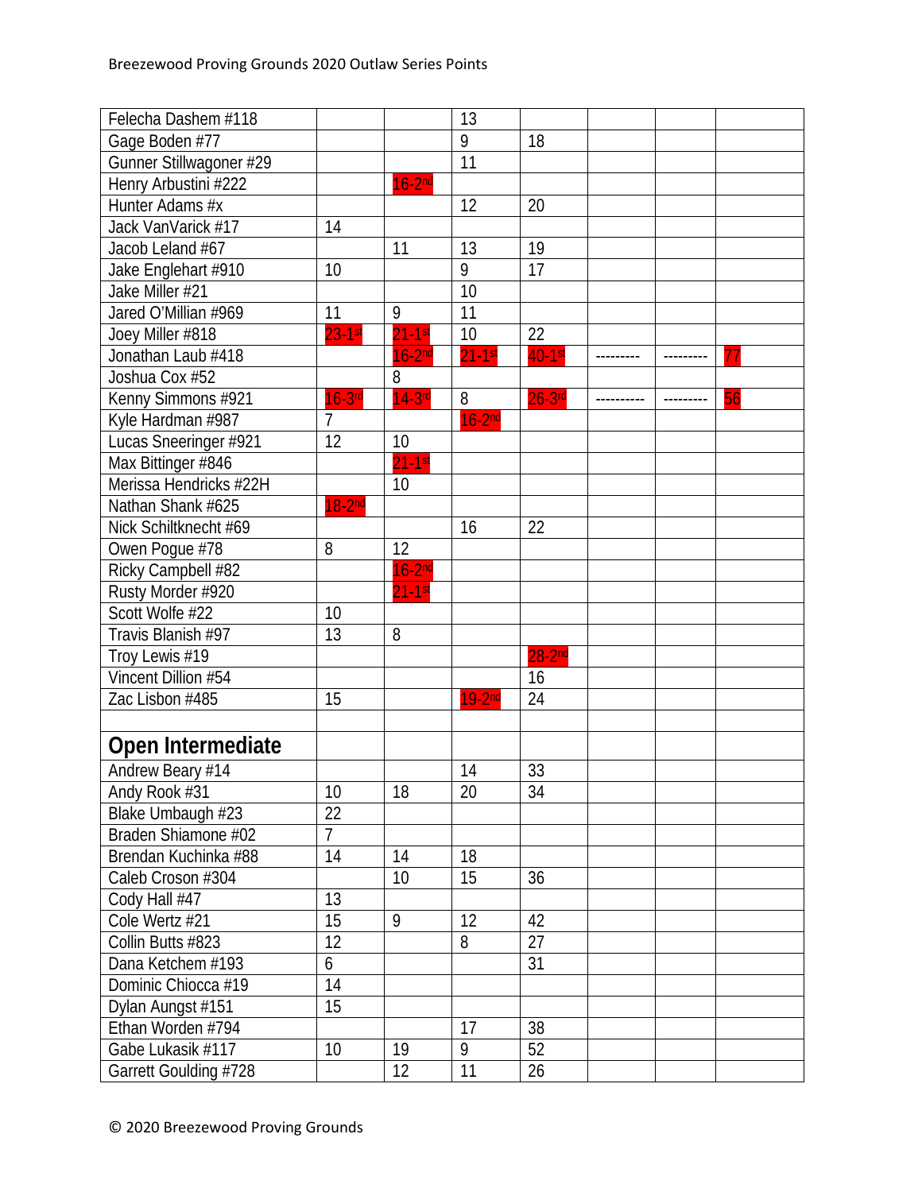| | | | | | | | |
|---|---|---|---|---|---|---|---|
| Felecha Dashem #118 | | | 13 | | | | |
| Gage Boden #77 | | | 9 | 18 | | | |
| Gunner Stillwagoner #29 | | | 11 | | | | |
| Henry Arbustini #222 | | 16-2nd | | | | | |
| Hunter Adams #x | | | 12 | 20 | | | |
| Jack VanVarick #17 | 14 | | | | | | |
| Jacob Leland #67 | | 11 | 13 | 19 | | | |
| Jake Englehart #910 | 10 | | 9 | 17 | | | |
| Jake Miller #21 | | | 10 | | | | |
| Jared O'Millian #969 | 11 | 9 | 11 | | | | |
| Joey Miller #818 | 23-1st | 21-1st | 10 | 22 | | | |
| Jonathan Laub #418 | | 16-2nd | 21-1st | 40-1st | --------- | --------- | 77 |
| Joshua Cox #52 | | 8 | | | | | |
| Kenny Simmons #921 | 16-3rd | 14-3rd | 8 | 26-3rd | ---------- | --------- | 56 |
| Kyle Hardman #987 | 7 | | 16-2nd | | | | |
| Lucas Sneeringer #921 | 12 | 10 | | | | | |
| Max Bittinger #846 | | 21-1st | | | | | |
| Merissa Hendricks #22H | | 10 | | | | | |
| Nathan Shank #625 | 18-2nd | | | | | | |
| Nick Schiltknecht #69 | | | 16 | 22 | | | |
| Owen Pogue #78 | 8 | 12 | | | | | |
| Ricky Campbell #82 | | 16-2nd | | | | | |
| Rusty Morder #920 | | 21-1st | | | | | |
| Scott Wolfe #22 | 10 | | | | | | |
| Travis Blanish #97 | 13 | 8 | | | | | |
| Troy Lewis #19 | | | | 28-2nd | | | |
| Vincent Dillion #54 | | | | 16 | | | |
| Zac Lisbon #485 | 15 | | 19-2nd | 24 | | | |
| | | | | | | | |
| **Open Intermediate** | | | | | | | |
| Andrew Beary #14 | | | 14 | 33 | | | |
| Andy Rook #31 | 10 | 18 | 20 | 34 | | | |
| Blake Umbaugh #23 | 22 | | | | | | |
| Braden Shiamone #02 | 7 | | | | | | |
| Brendan Kuchinka #88 | 14 | 14 | 18 | | | | |
| Caleb Croson #304 | | 10 | 15 | 36 | | | |
| Cody Hall #47 | 13 | | | | | | |
| Cole Wertz #21 | 15 | 9 | 12 | 42 | | | |
| Collin Butts #823 | 12 | | 8 | 27 | | | |
| Dana Ketchem #193 | 6 | | | 31 | | | |
| Dominic Chiocca #19 | 14 | | | | | | |
| Dylan Aungst #151 | 15 | | | | | | |
| Ethan Worden #794 | | | 17 | 38 | | | |
| Gabe Lukasik #117 | 10 | 19 | 9 | 52 | | | |
| Garrett Goulding #728 | | 12 | 11 | 26 | | | |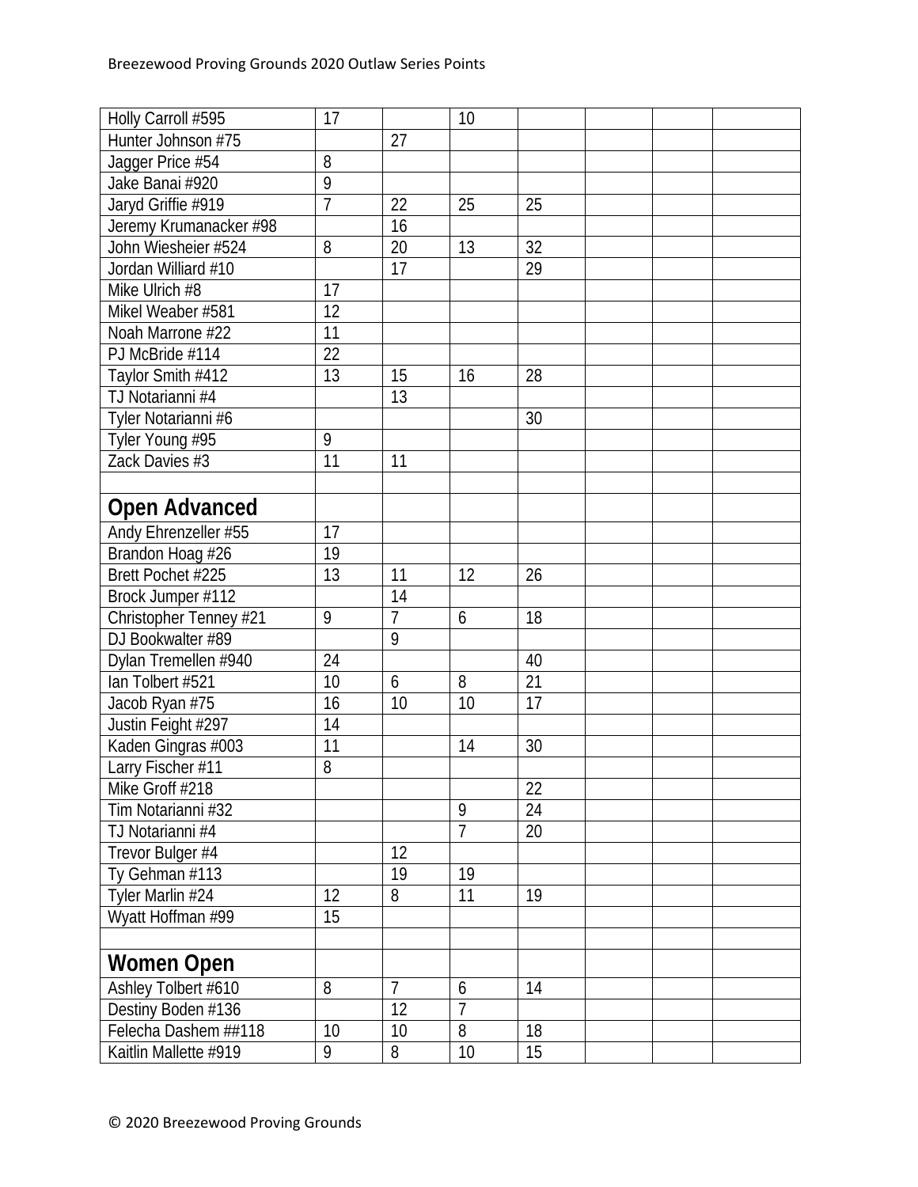| | | | | | | | |
|---|---|---|---|---|---|---|---|
| Holly Carroll #595 | 17 | | 10 | | | | |
| Hunter Johnson #75 | | 27 | | | | | |
| Jagger Price #54 | 8 | | | | | | |
| Jake Banai #920 | 9 | | | | | | |
| Jaryd Griffie #919 | 7 | 22 | 25 | 25 | | | |
| Jeremy Krumanacker #98 | | 16 | | | | | |
| John Wiesheier #524 | 8 | 20 | 13 | 32 | | | |
| Jordan Williard #10 | | 17 | | 29 | | | |
| Mike Ulrich #8 | 17 | | | | | | |
| Mikel Weaber #581 | 12 | | | | | | |
| Noah Marrone #22 | 11 | | | | | | |
| PJ McBride #114 | 22 | | | | | | |
| Taylor Smith #412 | 13 | 15 | 16 | 28 | | | |
| TJ Notarianni #4 | | 13 | | | | | |
| Tyler Notarianni #6 | | | | 30 | | | |
| Tyler Young #95 | 9 | | | | | | |
| Zack Davies #3 | 11 | 11 | | | | | |
| | | | | | | | |
| **Open Advanced** | | | | | | | |
| Andy Ehrenzeller #55 | 17 | | | | | | |
| Brandon Hoag #26 | 19 | | | | | | |
| Brett Pochet #225 | 13 | 11 | 12 | 26 | | | |
| Brock Jumper #112 | | 14 | | | | | |
| Christopher Tenney #21 | 9 | 7 | 6 | 18 | | | |
| DJ Bookwalter #89 | | 9 | | | | | |
| Dylan Tremellen #940 | 24 | | | 40 | | | |
| Ian Tolbert #521 | 10 | 6 | 8 | 21 | | | |
| Jacob Ryan #75 | 16 | 10 | 10 | 17 | | | |
| Justin Feight #297 | 14 | | | | | | |
| Kaden Gingras #003 | 11 | | 14 | 30 | | | |
| Larry Fischer #11 | 8 | | | | | | |
| Mike Groff #218 | | | | 22 | | | |
| Tim Notarianni #32 | | | 9 | 24 | | | |
| TJ Notarianni #4 | | | 7 | 20 | | | |
| Trevor Bulger #4 | | 12 | | | | | |
| Ty Gehman #113 | | 19 | 19 | | | | |
| Tyler Marlin #24 | 12 | 8 | 11 | 19 | | | |
| Wyatt Hoffman #99 | 15 | | | | | | |
| | | | | | | | |
| **Women Open** | | | | | | | |
| Ashley Tolbert #610 | 8 | 7 | 6 | 14 | | | |
| Destiny Boden #136 | | 12 | 7 | | | | |
| Felecha Dashem ##118 | 10 | 10 | 8 | 18 | | | |
| Kaitlin Mallette #919 | 9 | 8 | 10 | 15 | | | |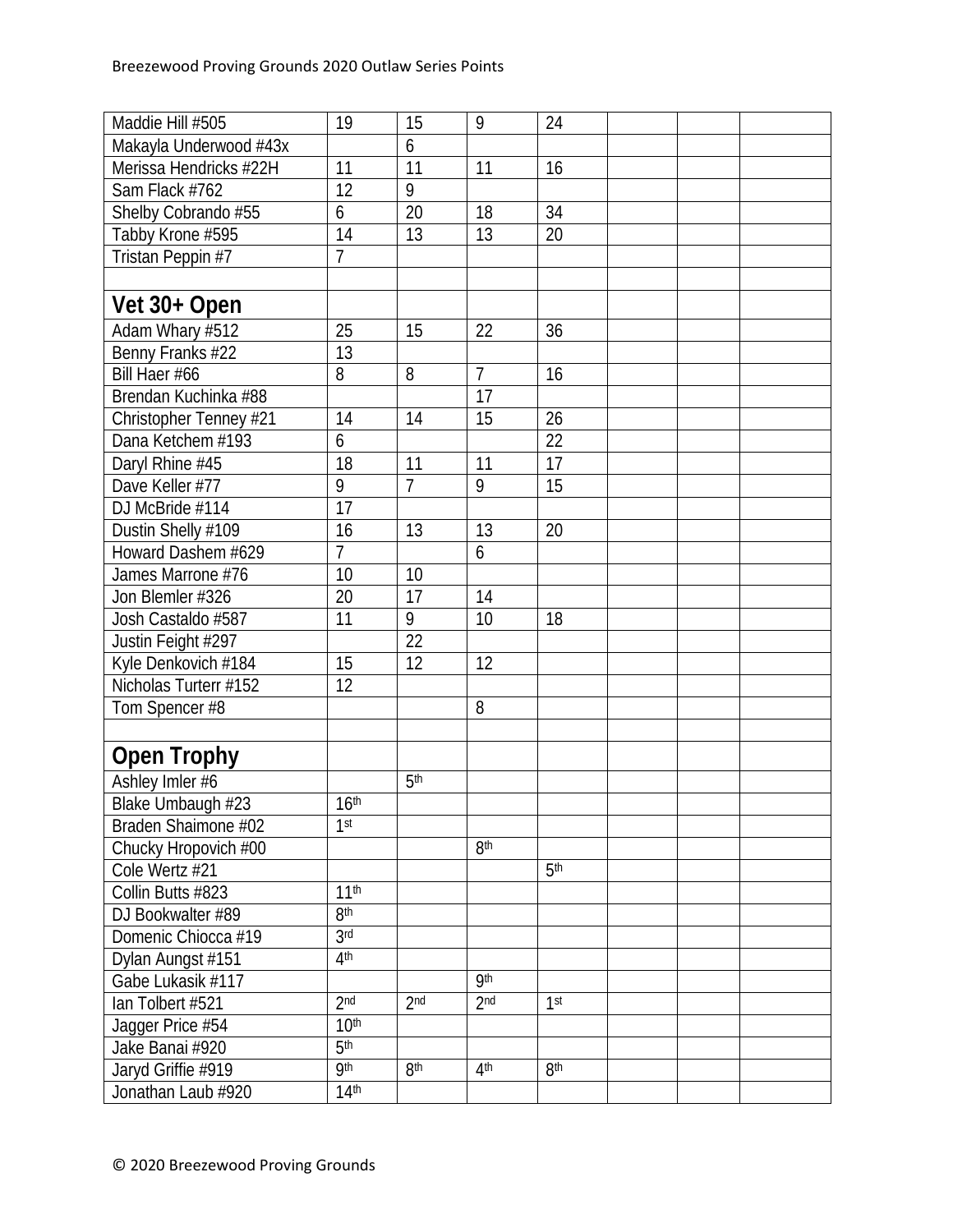| | | | | | | | |
|---|---|---|---|---|---|---|---|
| Maddie Hill #505 | 19 | 15 | 9 | 24 | | | |
| Makayla Underwood #43x | | 6 | | | | | |
| Merissa Hendricks #22H | 11 | 11 | 11 | 16 | | | |
| Sam Flack #762 | 12 | 9 | | | | | |
| Shelby Cobrando #55 | 6 | 20 | 18 | 34 | | | |
| Tabby Krone #595 | 14 | 13 | 13 | 20 | | | |
| Tristan Peppin #7 | 7 | | | | | | |
| | | | | | | | |
| **Vet 30+ Open** | | | | | | | |
| Adam Whary #512 | 25 | 15 | 22 | 36 | | | |
| Benny Franks #22 | 13 | | | | | | |
| Bill Haer #66 | 8 | 8 | 7 | 16 | | | |
| Brendan Kuchinka #88 | | | 17 | | | | |
| Christopher Tenney #21 | 14 | 14 | 15 | 26 | | | |
| Dana Ketchem #193 | 6 | | | 22 | | | |
| Daryl Rhine #45 | 18 | 11 | 11 | 17 | | | |
| Dave Keller #77 | 9 | 7 | 9 | 15 | | | |
| DJ McBride #114 | 17 | | | | | | |
| Dustin Shelly #109 | 16 | 13 | 13 | 20 | | | |
| Howard Dashem #629 | 7 | | 6 | | | | |
| James Marrone #76 | 10 | 10 | | | | | |
| Jon Blemler #326 | 20 | 17 | 14 | | | | |
| Josh Castaldo #587 | 11 | 9 | 10 | 18 | | | |
| Justin Feight #297 | | 22 | | | | | |
| Kyle Denkovich #184 | 15 | 12 | 12 | | | | |
| Nicholas Turterr #152 | 12 | | | | | | |
| Tom Spencer #8 | | | 8 | | | | |
| | | | | | | | |
| **Open Trophy** | | | | | | | |
| Ashley Imler #6 | | 5th | | | | | |
| Blake Umbaugh #23 | 16th | | | | | | |
| Braden Shaimone #02 | 1st | | | | | | |
| Chucky Hropovich #00 | | | 8th | | | | |
| Cole Wertz #21 | | | | 5th | | | |
| Collin Butts #823 | 11th | | | | | | |
| DJ Bookwalter #89 | 8th | | | | | | |
| Domenic Chiocca #19 | 3rd | | | | | | |
| Dylan Aungst #151 | 4th | | | | | | |
| Gabe Lukasik #117 | | | 9th | | | | |
| Ian Tolbert #521 | 2nd | 2nd | 2nd | 1st | | | |
| Jagger Price #54 | 10th | | | | | | |
| Jake Banai #920 | 5th | | | | | | |
| Jaryd Griffie #919 | 9th | 8th | 4th | 8th | | | |
| Jonathan Laub #920 | 14th | | | | | | |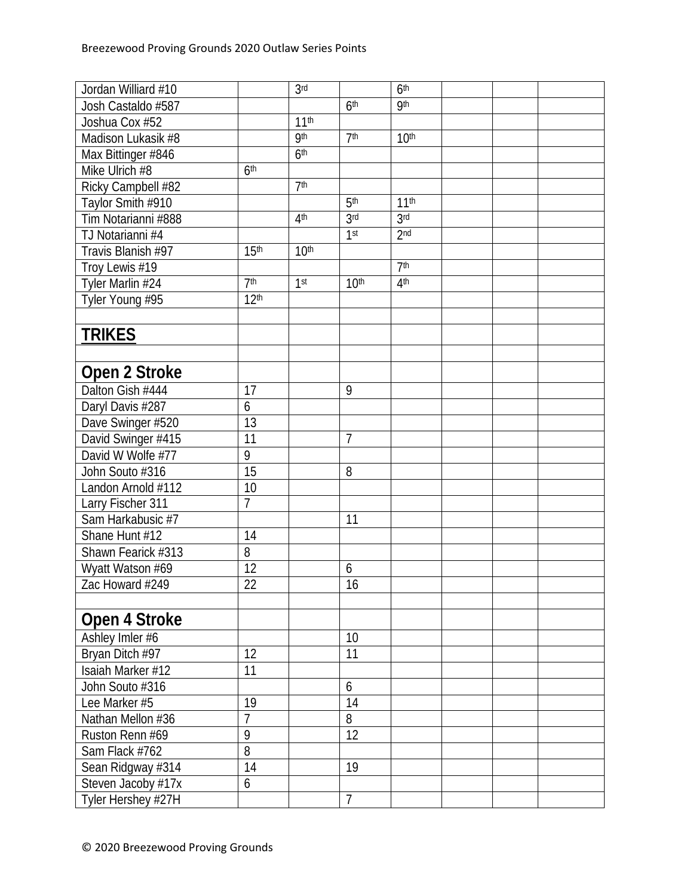| | | | | | | | |
|---|---|---|---|---|---|---|---|
| Jordan Williard #10 | | 3rd | | 6th | | | |
| Josh Castaldo #587 | | | 6th | 9th | | | |
| Joshua Cox #52 | | 11th | | | | | |
| Madison Lukasik #8 | | 9th | 7th | 10th | | | |
| Max Bittinger #846 | | 6th | | | | | |
| Mike Ulrich #8 | 6th | | | | | | |
| Ricky Campbell #82 | | 7th | | | | | |
| Taylor Smith #910 | | | 5th | 11th | | | |
| Tim Notarianni #888 | | 4th | 3rd | 3rd | | | |
| TJ Notarianni #4 | | | 1st | 2nd | | | |
| Travis Blanish #97 | 15th | 10th | | | | | |
| Troy Lewis #19 | | | | 7th | | | |
| Tyler Marlin #24 | 7th | 1st | 10th | 4th | | | |
| Tyler Young #95 | 12th | | | | | | |
| | | | | | | | |
| **TRIKES** | | | | | | | |
| | | | | | | | |
| **Open 2 Stroke** | | | | | | | |
| Dalton Gish #444 | 17 | | 9 | | | | |
| Daryl Davis #287 | 6 | | | | | | |
| Dave Swinger #520 | 13 | | | | | | |
| David Swinger #415 | 11 | | 7 | | | | |
| David W Wolfe #77 | 9 | | | | | | |
| John Souto #316 | 15 | | 8 | | | | |
| Landon Arnold #112 | 10 | | | | | | |
| Larry Fischer 311 | 7 | | | | | | |
| Sam Harkabusic #7 | | | 11 | | | | |
| Shane Hunt #12 | 14 | | | | | | |
| Shawn Fearick #313 | 8 | | | | | | |
| Wyatt Watson #69 | 12 | | 6 | | | | |
| Zac Howard #249 | 22 | | 16 | | | | |
| | | | | | | | |
| **Open 4 Stroke** | | | | | | | |
| Ashley Imler #6 | | | 10 | | | | |
| Bryan Ditch #97 | 12 | | 11 | | | | |
| Isaiah Marker #12 | 11 | | | | | | |
| John Souto #316 | | | 6 | | | | |
| Lee Marker #5 | 19 | | 14 | | | | |
| Nathan Mellon #36 | 7 | | 8 | | | | |
| Ruston Renn #69 | 9 | | 12 | | | | |
| Sam Flack #762 | 8 | | | | | | |
| Sean Ridgway #314 | 14 | | 19 | | | | |
| Steven Jacoby #17x | 6 | | | | | | |
| Tyler Hershey #27H | | | 7 | | | | |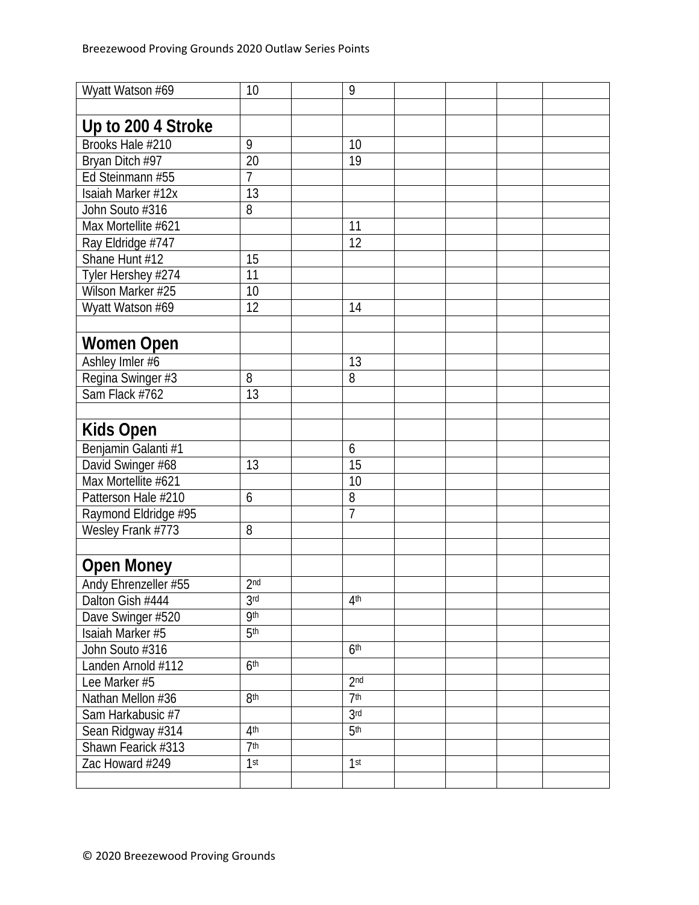| | | | | | | | | |
|---|---|---|---|---|---|---|---|---|
| Wyatt Watson #69 | 10 | | 9 | | | | | |
| | | | | | | | | |
| **Up to 200 4 Stroke** | | | | | | | | |
| Brooks Hale #210 | 9 | | 10 | | | | | |
| Bryan Ditch #97 | 20 | | 19 | | | | | |
| Ed Steinmann #55 | 7 | | | | | | | |
| Isaiah Marker #12x | 13 | | | | | | | |
| John Souto #316 | 8 | | | | | | | |
| Max Mortellite #621 | | | 11 | | | | | |
| Ray Eldridge #747 | | | 12 | | | | | |
| Shane Hunt #12 | 15 | | | | | | | |
| Tyler Hershey #274 | 11 | | | | | | | |
| Wilson Marker #25 | 10 | | | | | | | |
| Wyatt Watson #69 | 12 | | 14 | | | | | |
| | | | | | | | | |
| **Women Open** | | | | | | | | |
| Ashley Imler #6 | | | 13 | | | | | |
| Regina Swinger #3 | 8 | | 8 | | | | | |
| Sam Flack #762 | 13 | | | | | | | |
| | | | | | | | | |
| **Kids Open** | | | | | | | | |
| Benjamin Galanti #1 | | | 6 | | | | | |
| David Swinger #68 | 13 | | 15 | | | | | |
| Max Mortellite #621 | | | 10 | | | | | |
| Patterson Hale #210 | 6 | | 8 | | | | | |
| Raymond Eldridge #95 | | | 7 | | | | | |
| Wesley Frank #773 | 8 | | | | | | | |
| | | | | | | | | |
| **Open Money** | | | | | | | | |
| Andy Ehrenzeller #55 | 2nd | | | | | | | |
| Dalton Gish #444 | 3rd | | 4th | | | | | |
| Dave Swinger #520 | 9th | | | | | | | |
| Isaiah Marker #5 | 5th | | | | | | | |
| John Souto #316 | | | 6th | | | | | |
| Landen Arnold #112 | 6th | | | | | | | |
| Lee Marker #5 | | | 2nd | | | | | |
| Nathan Mellon #36 | 8th | | 7th | | | | | |
| Sam Harkabusic #7 | | | 3rd | | | | | |
| Sean Ridgway #314 | 4th | | 5th | | | | | |
| Shawn Fearick #313 | 7th | | | | | | | |
| Zac Howard #249 | 1st | | 1st | | | | | |
| | | | | | | | | |

© 2020 Breezewood Proving Grounds